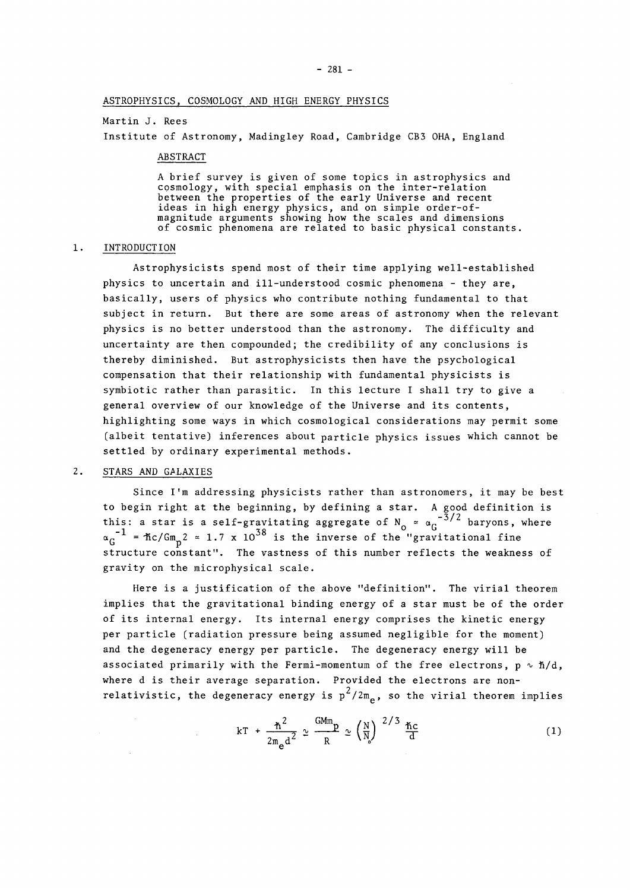# ASTROPHYSICS, COSMOLOGY AND HIGH ENERGY PHYSICS

Martin J. Rees

Institute of Astronomy, Madingley Road, Cambridge CB3 OHA, England

## ABSTRACT

A brief survey is given of some topics in astrophysics and cosmology, with special emphasis on the inter-relation between the properties of the early Universe and recent ideas in high energy physics, and on simple order-of-magnitude arguments showing how the scales and dimensions of cosmic phenomena are related to basic physical constants.

## 1. INTRODUCTION

Astrophysicists spend most of their time applying well-established physics to uncertain and ill-understood cosmic phenomena - they are, basically, users of physics who contribute nothing fundamental to that subject in return. But there are some areas of astronomy when the relevant physics is no better understood than the astronomy. The difficulty and uncertainty are then compounded; the credibility of any conclusions is thereby diminished. But astrophysicists then have the psychological compensation that their relationship with fundamental physicists is symbiotic rather than parasitic. In this lecture I shall try to give a general overview of our knowledge of the Universe and its contents, highlighting some ways in which cosmological considerations may permit some (albeit tentative) inferences about particle physics issues which cannot be settled by ordinary experimental methods.

## 2. STARS AND GALAXIES

Since I'm addressing physicists rather than astronomers, it may be best to begin right at the beginning, by defining a star. A good definition is this: a star is a self-gravitating aggregate of $N_o \simeq \alpha_G^{-3/2}$ baryons, where $\alpha_G^{-1} = \hbar c/Gm_p^2 \simeq 1.7 \times 10^{38}$ is the inverse of the "gravitational fine structure constant". The vastness of this number reflects the weakness of gravity on the microphysical scale.

Here is a justification of the above "definition". The virial theorem implies that the gravitational binding energy of a star must be of the order of its internal energy. Its internal energy comprises the kinetic energy per particle (radiation pressure being assumed negligible for the moment) and the degeneracy energy per particle. The degeneracy energy will be associated primarily with the Fermi-momentum of the free electrons, $p \sim \hbar/d$, where d is their average separation. Provided the electrons are non-relativistic, the degeneracy energy is $p^2/2m_e$, so the virial theorem implies

$$kT + \frac{\hbar^2}{2m_e d^2} \simeq \frac{GMm_p}{R} \simeq \left(\frac{N}{N_o}\right)^{2/3} \frac{\hbar c}{d} \tag{1}$$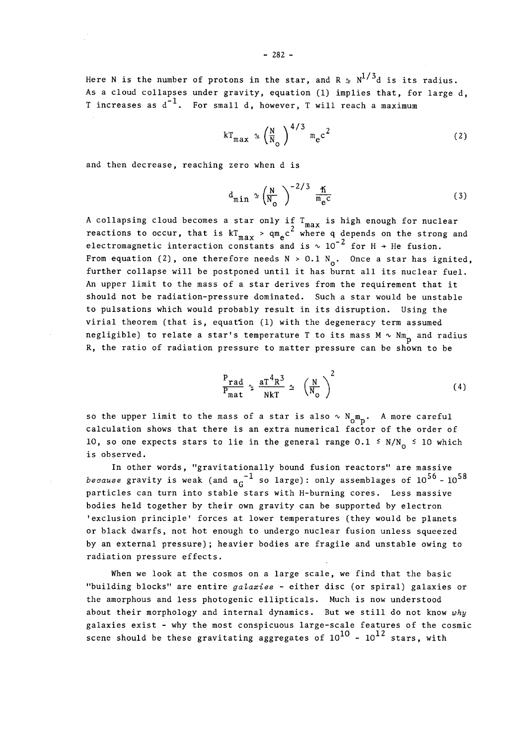Here N is the number of protons in the star, and $R \simeq N^{1/3}d$ is its radius. As a cloud collapses under gravity, equation (1) implies that, for large d, T increases as $d^{-1}$. For small d, however, T will reach a maximum

$$kT_{max} \simeq \left(\frac{N}{N_o}\right)^{4/3} m_e c^2 \tag{2}$$

and then decrease, reaching zero when d is

$$d_{min} \simeq \left(\frac{N}{N_o}\right)^{-2/3} \frac{\hbar}{m_e c} \tag{3}$$

A collapsing cloud becomes a star only if $T_{max}$ is high enough for nuclear reactions to occur, that is $kT_{max} > qm_e c^2$ where q depends on the strong and electromagnetic interaction constants and is $\sim 10^{-2}$ for H $\rightarrow$ He fusion. From equation (2), one therefore needs $N > 0.1\ N_o$. Once a star has ignited, further collapse will be postponed until it has burnt all its nuclear fuel. An upper limit to the mass of a star derives from the requirement that it should not be radiation-pressure dominated. Such a star would be unstable to pulsations which would probably result in its disruption. Using the virial theorem (that is, equation (1) with the degeneracy term assumed negligible) to relate a star's temperature T to its mass $M \sim Nm_p$ and radius R, the ratio of radiation pressure to matter pressure can be shown to be

$$\frac{P_{rad}}{P_{mat}} \sim \frac{aT^4R^3}{NkT} \simeq \left(\frac{N}{N_o}\right)^2 \tag{4}$$

so the upper limit to the mass of a star is also $\sim N_o m_p$. A more careful calculation shows that there is an extra numerical factor of the order of 10, so one expects stars to lie in the general range $0.1 \lesssim N/N_o \lesssim 10$ which is observed.

In other words, "gravitationally bound fusion reactors" are massive *because* gravity is weak (and $\alpha_G^{-1}$ so large): only assemblages of $10^{56}$ - $10^{58}$ particles can turn into stable stars with H-burning cores. Less massive bodies held together by their own gravity can be supported by electron 'exclusion principle' forces at lower temperatures (they would be planets or black dwarfs, not hot enough to undergo nuclear fusion unless squeezed by an external pressure); heavier bodies are fragile and unstable owing to radiation pressure effects.

When we look at the cosmos on a large scale, we find that the basic "building blocks" are entire *galaxies* - either disc (or spiral) galaxies or the amorphous and less photogenic ellipticals. Much is now understood about their morphology and internal dynamics. But we still do not know *why* galaxies exist - why the most conspicuous large-scale features of the cosmic scene should be these gravitating aggregates of $10^{10}$ - $10^{12}$ stars, with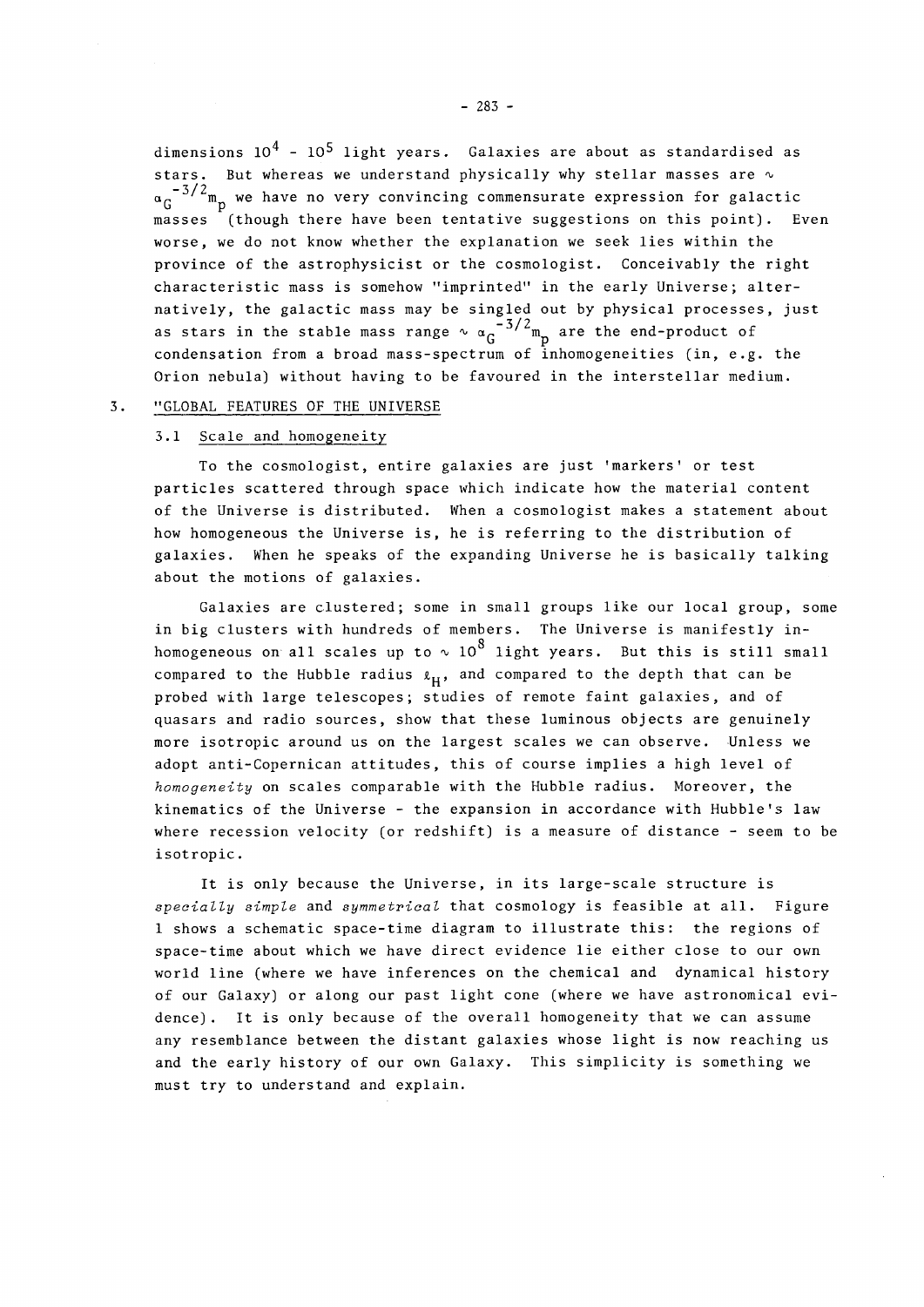dimensions $10^4$ - $10^5$ light years. Galaxies are about as standardised as stars. But whereas we understand physically why stellar masses are $\sim \alpha_G^{-3/2} m_p$ we have no very convincing commensurate expression for galactic masses (though there have been tentative suggestions on this point). Even worse, we do not know whether the explanation we seek lies within the province of the astrophysicist or the cosmologist. Conceivably the right characteristic mass is somehow "imprinted" in the early Universe; alternatively, the galactic mass may be singled out by physical processes, just as stars in the stable mass range $\sim \alpha_G^{-3/2} m_p$ are the end-product of condensation from a broad mass-spectrum of inhomogeneities (in, e.g. the Orion nebula) without having to be favoured in the interstellar medium.

## 3. "GLOBAL FEATURES OF THE UNIVERSE

### 3.1 Scale and homogeneity

To the cosmologist, entire galaxies are just 'markers' or test particles scattered through space which indicate how the material content of the Universe is distributed. When a cosmologist makes a statement about how homogeneous the Universe is, he is referring to the distribution of galaxies. When he speaks of the expanding Universe he is basically talking about the motions of galaxies.

Galaxies are clustered; some in small groups like our local group, some in big clusters with hundreds of members. The Universe is manifestly inhomogeneous on all scales up to $\sim 10^8$ light years. But this is still small compared to the Hubble radius $\ell_H$, and compared to the depth that can be probed with large telescopes; studies of remote faint galaxies, and of quasars and radio sources, show that these luminous objects are genuinely more isotropic around us on the largest scales we can observe. Unless we adopt anti-Copernican attitudes, this of course implies a high level of *homogeneity* on scales comparable with the Hubble radius. Moreover, the kinematics of the Universe - the expansion in accordance with Hubble's law where recession velocity (or redshift) is a measure of distance - seem to be isotropic.

It is only because the Universe, in its large-scale structure is *specially simple* and *symmetrical* that cosmology is feasible at all. Figure 1 shows a schematic space-time diagram to illustrate this: the regions of space-time about which we have direct evidence lie either close to our own world line (where we have inferences on the chemical and dynamical history of our Galaxy) or along our past light cone (where we have astronomical evidence). It is only because of the overall homogeneity that we can assume any resemblance between the distant galaxies whose light is now reaching us and the early history of our own Galaxy. This simplicity is something we must try to understand and explain.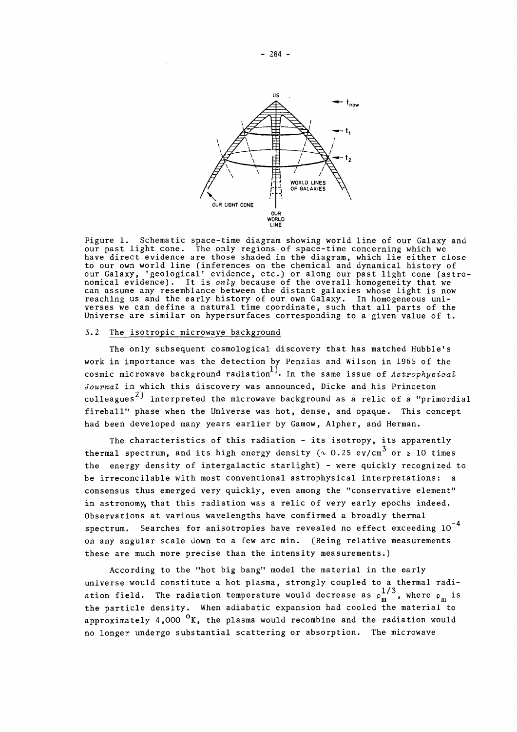Figure 1. Schematic space-time diagram showing world line of our Galaxy and our past light cone. The only regions of space-time concerning which we have direct evidence are those shaded in the diagram, which lie either close to our own world line (inferences on the chemical and dynamical history of our Galaxy, 'geological' evidence, etc.) or along our past light cone (astronomical evidence). It is *only* because of the overall homogeneity that we can assume any resemblance between the distant galaxies whose light is now reaching us and the early history of our own Galaxy. In homogeneous universes we can define a natural time coordinate, such that all parts of the Universe are similar on hypersurfaces corresponding to a given value of t.

### 3.2 The isotropic microwave background

The only subsequent cosmological discovery that has matched Hubble's work in importance was the detection by Penzias and Wilson in 1965 of the cosmic microwave background radiation[1]. In the same issue of *Astrophysical Journal* in which this discovery was announced, Dicke and his Princeton colleagues[2] interpreted the microwave background as a relic of a "primordial fireball" phase when the Universe was hot, dense, and opaque. This concept had been developed many years earlier by Gamow, Alpher, and Herman.

The characteristics of this radiation - its isotropy, its apparently thermal spectrum, and its high energy density ($\sim 0.25$ ev/cm$^3$ or $\gtrsim 10$ times the energy density of intergalactic starlight) - were quickly recognized to be irreconcilable with most conventional astrophysical interpretations: a consensus thus emerged very quickly, even among the "conservative element" in astronomy, that this radiation was a relic of very early epochs indeed. Observations at various wavelengths have confirmed a broadly thermal spectrum. Searches for anisotropies have revealed no effect exceeding $10^{-4}$ on any angular scale down to a few arc min. (Being relative measurements these are much more precise than the intensity measurements.)

According to the "hot big bang" model the material in the early universe would constitute a hot plasma, strongly coupled to a thermal radiation field. The radiation temperature would decrease as $\rho_m^{1/3}$, where $\rho_m$ is the particle density. When adiabatic expansion had cooled the material to approximately 4,000 $^{\circ}$K, the plasma would recombine and the radiation would no longer undergo substantial scattering or absorption. The microwave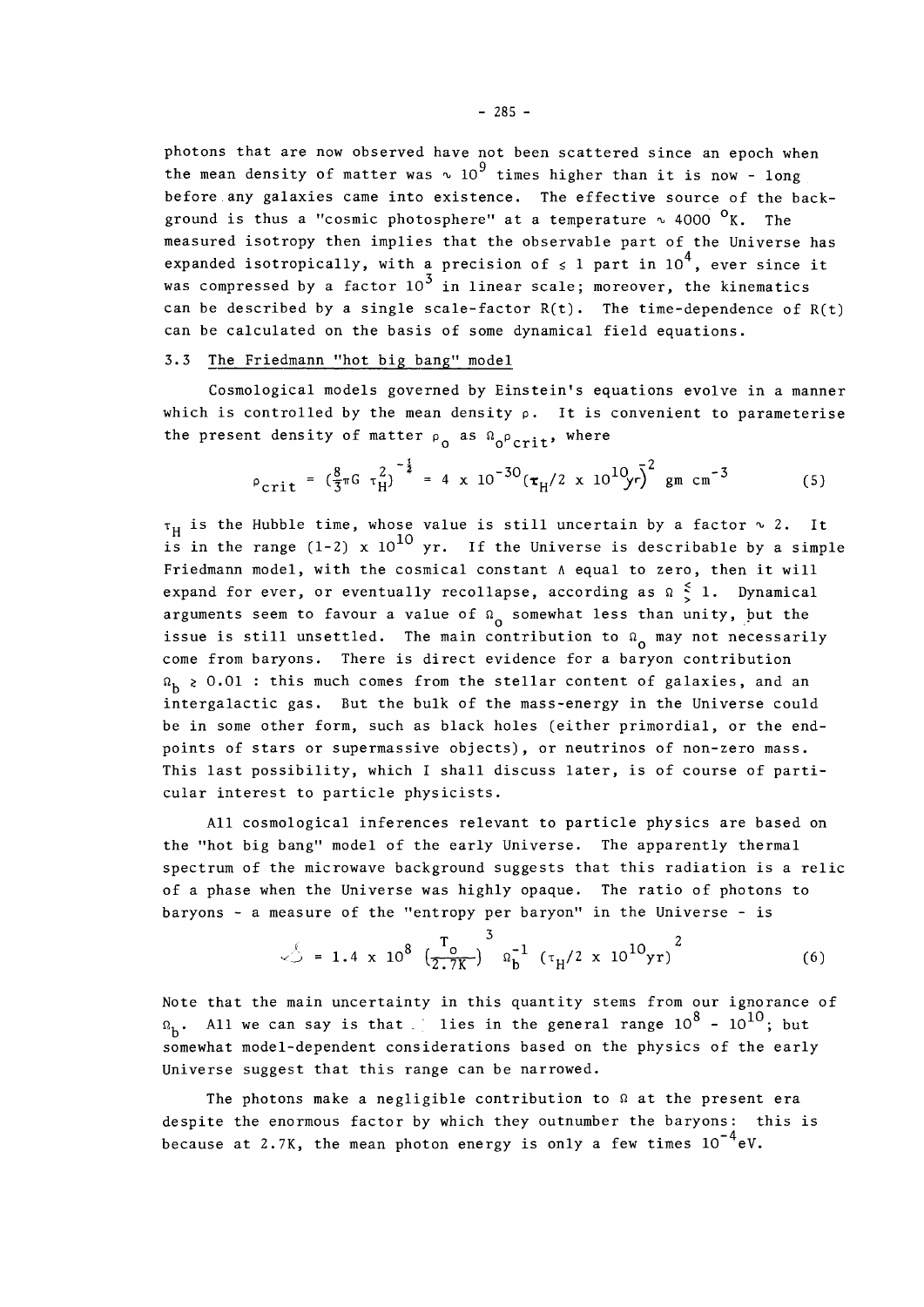photons that are now observed have not been scattered since an epoch when the mean density of matter was $\sim 10^9$ times higher than it is now - long before any galaxies came into existence. The effective source of the background is thus a "cosmic photosphere" at a temperature $\sim 4000\ ^oK$. The measured isotropy then implies that the observable part of the Universe has expanded isotropically, with a precision of $\leq 1$ part in $10^4$, ever since it was compressed by a factor $10^3$ in linear scale; moreover, the kinematics can be described by a single scale-factor R(t). The time-dependence of R(t) can be calculated on the basis of some dynamical field equations.

### 3.3 The Friedmann "hot big bang" model

Cosmological models governed by Einstein's equations evolve in a manner which is controlled by the mean density $\rho$. It is convenient to parameterise the present density of matter $\rho_o$ as $\Omega_o \rho_{crit}$, where

$$\rho_{crit} = \left(\tfrac{8}{3}\pi G\ \tau_H^2\right)^{-\frac{1}{2}} = 4 \times 10^{-30} (\tau_H / 2 \times 10^{10} yr)^{-2}\ \text{gm cm}^{-3} \quad (5)$$

$\tau_H$ is the Hubble time, whose value is still uncertain by a factor $\sim 2$. It is in the range $(1\text{-}2) \times 10^{10}$ yr. If the Universe is describable by a simple Friedmann model, with the cosmical constant $\Lambda$ equal to zero, then it will expand for ever, or eventually recollapse, according as $\Omega \lessgtr 1$. Dynamical arguments seem to favour a value of $\Omega_o$ somewhat less than unity, but the issue is still unsettled. The main contribution to $\Omega_o$ may not necessarily come from baryons. There is direct evidence for a baryon contribution $\Omega_b \gtrsim 0.01$ : this much comes from the stellar content of galaxies, and an intergalactic gas. But the bulk of the mass-energy in the Universe could be in some other form, such as black holes (either primordial, or the end-points of stars or supermassive objects), or neutrinos of non-zero mass. This last possibility, which I shall discuss later, is of course of particular interest to particle physicists.

All cosmological inferences relevant to particle physics are based on the "hot big bang" model of the early Universe. The apparently thermal spectrum of the microwave background suggests that this radiation is a relic of a phase when the Universe was highly opaque. The ratio of photons to baryons - a measure of the "entropy per baryon" in the Universe - is

$$\mathcal{S} = 1.4 \times 10^8 \left(\frac{T_o}{2.7K}\right)^3 \Omega_b^{-1} \left(\tau_H / 2 \times 10^{10} yr\right)^2 \quad (6)$$

Note that the main uncertainty in this quantity stems from our ignorance of $\Omega_b$. All we can say is that $\mathcal{S}$ lies in the general range $10^8 - 10^{10}$; but somewhat model-dependent considerations based on the physics of the early Universe suggest that this range can be narrowed.

The photons make a negligible contribution to $\Omega$ at the present era despite the enormous factor by which they outnumber the baryons: this is because at 2.7K, the mean photon energy is only a few times $10^{-4}$eV.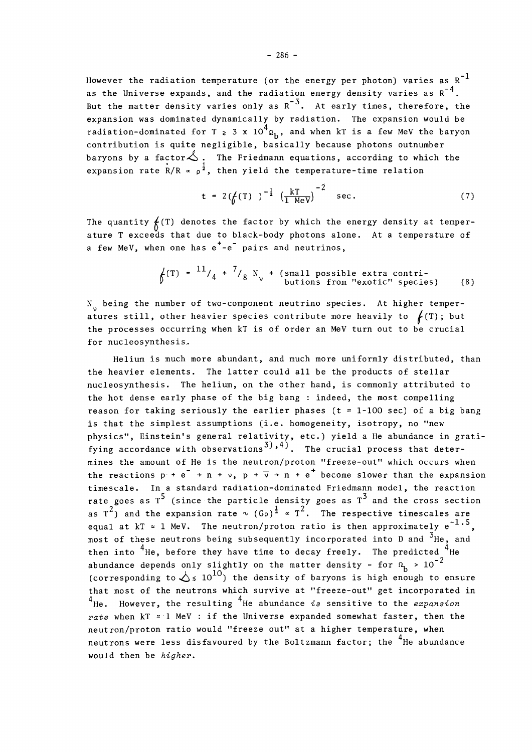However the radiation temperature (or the energy per photon) varies as $R^{-1}$ as the Universe expands, and the radiation energy density varies as $R^{-4}$. But the matter density varies only as $R^{-3}$. At early times, therefore, the expansion was dominated dynamically by radiation. The expansion would be radiation-dominated for $T \gtrsim 3 \times 10^4 \Omega_b$, and when kT is a few MeV the baryon contribution is quite negligible, basically because photons outnumber baryons by a factor $\mathcal{S}$. The Friedmann equations, according to which the expansion rate $\dot{R}/R \propto \rho^{\frac{1}{2}}$, then yield the temperature-time relation

$$t = 2(\not{f}(T))^{-\frac{1}{2}} \left(\frac{kT}{1\ \mathrm{MeV}}\right)^{-2} \quad \text{sec.} \tag{7}$$

The quantity $\not{f}(T)$ denotes the factor by which the energy density at temperature T exceeds that due to black-body photons alone. At a temperature of a few MeV, when one has $e^+$-$e^-$ pairs and neutrinos,

$$\not{f}(T) = {}^{11}/_{4} + {}^{7}/_{8}\, N_\nu + \text{(small possible extra contributions from "exotic" species)} \tag{8}$$

$N_\nu$ being the number of two-component neutrino species. At higher temperatures still, other heavier species contribute more heavily to $\not{f}(T)$; but the processes occurring when kT is of order an MeV turn out to be crucial for nucleosynthesis.

Helium is much more abundant, and much more uniformly distributed, than the heavier elements. The latter could all be the products of stellar nucleosynthesis. The helium, on the other hand, is commonly attributed to the hot dense early phase of the big bang : indeed, the most compelling reason for taking seriously the earlier phases (t = 1-100 sec) of a big bang is that the simplest assumptions (i.e. homogeneity, isotropy, no "new physics", Einstein's general relativity, etc.) yield a He abundance in gratifying accordance with observations[3),4)]. The crucial process that determines the amount of He is the neutron/proton "freeze-out" which occurs when the reactions $p + e^- \to n + \nu$, $p + \bar{\nu} \to n + e^+$ become slower than the expansion timescale. In a standard radiation-dominated Friedmann model, the reaction rate goes as $T^5$ (since the particle density goes as $T^3$ and the cross section as $T^2$) and the expansion rate $\sim (G\rho)^{\frac{1}{2}} \propto T^2$. The respective timescales are equal at $kT \simeq 1$ MeV. The neutron/proton ratio is then approximately $e^{-1.5}$, most of these neutrons being subsequently incorporated into D and $^3$He, and then into $^4$He, before they have time to decay freely. The predicted $^4$He abundance depends only slightly on the matter density - for $\Omega_b > 10^{-2}$ (corresponding to $\mathcal{S} \lesssim 10^{10}$) the density of baryons is high enough to ensure that most of the neutrons which survive at "freeze-out" get incorporated in $^4$He. However, the resulting $^4$He abundance *is* sensitive to the *expansion rate* when $kT \simeq 1$ MeV : if the Universe expanded somewhat faster, then the neutron/proton ratio would "freeze out" at a higher temperature, when neutrons were less disfavoured by the Boltzmann factor; the $^4$He abundance would then be *higher*.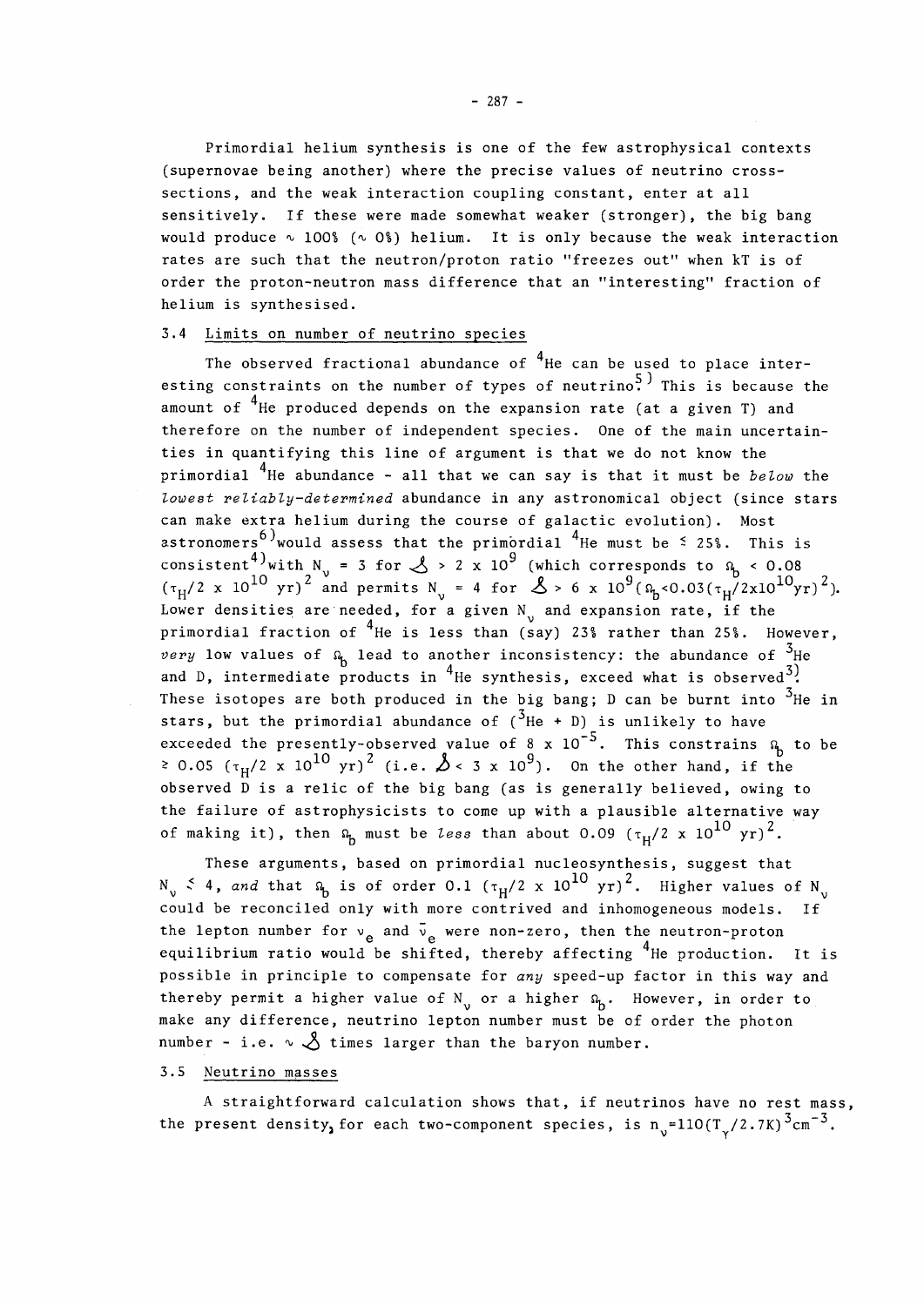Primordial helium synthesis is one of the few astrophysical contexts (supernovae being another) where the precise values of neutrino cross-sections, and the weak interaction coupling constant, enter at all sensitively. If these were made somewhat weaker (stronger), the big bang would produce $\sim$ 100% ($\sim$ 0%) helium. It is only because the weak interaction rates are such that the neutron/proton ratio "freezes out" when kT is of order the proton-neutron mass difference that an "interesting" fraction of helium is synthesised.

### 3.4 Limits on number of neutrino species

The observed fractional abundance of $^4$He can be used to place interesting constraints on the number of types of neutrino.[5] This is because the amount of $^4$He produced depends on the expansion rate (at a given T) and therefore on the number of independent species. One of the main uncertainties in quantifying this line of argument is that we do not know the primordial $^4$He abundance - all that we can say is that it must be *below* the *lowest reliably-determined* abundance in any astronomical object (since stars can make extra helium during the course of galactic evolution). Most astronomers[6] would assess that the primordial $^4$He must be $\lesssim$ 25%. This is consistent[4] with $N_\nu = 3$ for $\mathcal{S} > 2 \times 10^9$ (which corresponds to $\Omega_b < 0.08$ $(\tau_H/2 \times 10^{10}\ \mathrm{yr})^2$ and permits $N_\nu = 4$ for $\mathcal{S} > 6 \times 10^9 (\Omega_b < 0.03(\tau_H/2\times10^{10}\mathrm{yr})^2)$. Lower densities are needed, for a given $N_\nu$ and expansion rate, if the primordial fraction of $^4$He is less than (say) 23% rather than 25%. However, *very* low values of $\Omega_b$ lead to another inconsistency: the abundance of $^3$He and D, intermediate products in $^4$He synthesis, exceed what is observed[3]. These isotopes are both produced in the big bang; D can be burnt into $^3$He in stars, but the primordial abundance of ($^3$He + D) is unlikely to have exceeded the presently-observed value of $8 \times 10^{-5}$. This constrains $\Omega_b$ to be $\gtrsim 0.05\ (\tau_H/2 \times 10^{10}\ \mathrm{yr})^2$ (i.e. $\mathcal{S} < 3 \times 10^9$). On the other hand, if the observed D is a relic of the big bang (as is generally believed, owing to the failure of astrophysicists to come up with a plausible alternative way of making it), then $\Omega_b$ must be *less* than about $0.09\ (\tau_H/2 \times 10^{10}\ \mathrm{yr})^2$.

These arguments, based on primordial nucleosynthesis, suggest that $N_\nu \lesssim 4$, *and* that $\Omega_b$ is of order $0.1\ (\tau_H/2 \times 10^{10}\ \mathrm{yr})^2$. Higher values of $N_\nu$ could be reconciled only with more contrived and inhomogeneous models. If the lepton number for $\nu_e$ and $\bar{\nu}_e$ were non-zero, then the neutron-proton equilibrium ratio would be shifted, thereby affecting $^4$He production. It is possible in principle to compensate for *any* speed-up factor in this way and thereby permit a higher value of $N_\nu$ or a higher $\Omega_b$. However, in order to make any difference, neutrino lepton number must be of order the photon number - i.e. $\sim \mathcal{S}$ times larger than the baryon number.

### 3.5 Neutrino masses

A straightforward calculation shows that, if neutrinos have no rest mass, the present density, for each two-component species, is $n_\nu = 110(T_\gamma/2.7\mathrm{K})^3\mathrm{cm}^{-3}$.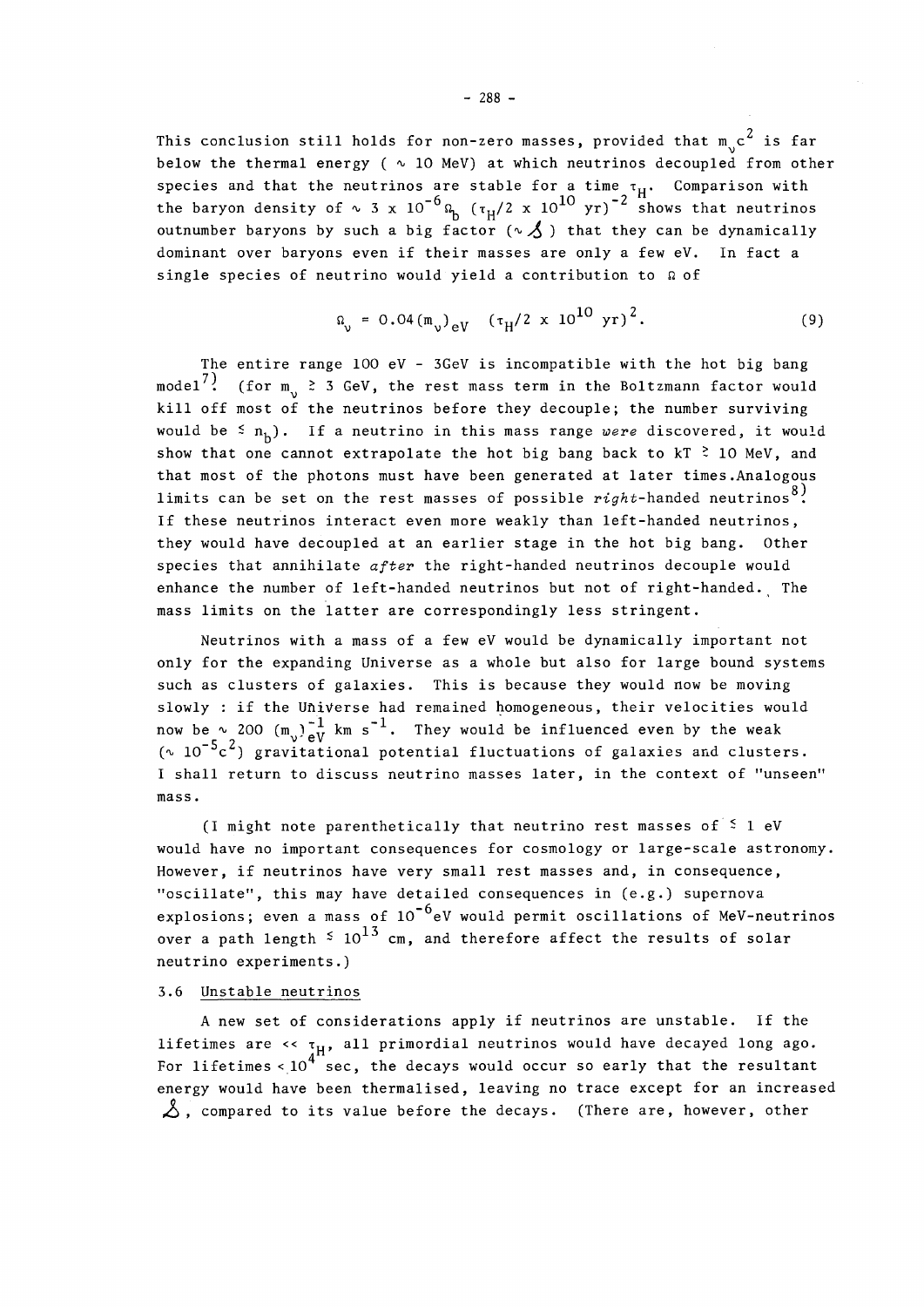This conclusion still holds for non-zero masses, provided that $m_\nu c^2$ is far below the thermal energy ( $\sim$ 10 MeV) at which neutrinos decoupled from other species and that the neutrinos are stable for a time $\tau_H$. Comparison with the baryon density of $\sim 3 \times 10^{-6}\Omega_b\ (\tau_H/2 \times 10^{10}\ \mathrm{yr})^{-2}$ shows that neutrinos outnumber baryons by such a big factor ($\sim \mathcal{S}$) that they can be dynamically dominant over baryons even if their masses are only a few eV. In fact a single species of neutrino would yield a contribution to $\Omega$ of

$$\Omega_\nu = 0.04(m_\nu)_{eV} \quad (\tau_H/2 \times 10^{10}\ \mathrm{yr})^2. \tag{9}$$

The entire range 100 eV - 3GeV is incompatible with the hot big bang model[7]. (for $m_\nu \gtrsim 3$ GeV, the rest mass term in the Boltzmann factor would kill off most of the neutrinos before they decouple; the number surviving would be $\lesssim n_b$). If a neutrino in this mass range *were* discovered, it would show that one cannot extrapolate the hot big bang back to $kT \gtrsim 10$ MeV, and that most of the photons must have been generated at later times.Analogous limits can be set on the rest masses of possible *right*-handed neutrinos[8]. If these neutrinos interact even more weakly than left-handed neutrinos, they would have decoupled at an earlier stage in the hot big bang. Other species that annihilate *after* the right-handed neutrinos decouple would enhance the number of left-handed neutrinos but not of right-handed. The mass limits on the latter are correspondingly less stringent.

Neutrinos with a mass of a few eV would be dynamically important not only for the expanding Universe as a whole but also for large bound systems such as clusters of galaxies. This is because they would now be moving slowly : if the Universe had remained homogeneous, their velocities would now be $\sim 200\ (m_\nu)_{eV}^{-1}\ \mathrm{km\ s^{-1}}$. They would be influenced even by the weak ($\sim 10^{-5}c^2$) gravitational potential fluctuations of galaxies and clusters. I shall return to discuss neutrino masses later, in the context of "unseen" mass.

(I might note parenthetically that neutrino rest masses of $\lesssim 1$ eV would have no important consequences for cosmology or large-scale astronomy. However, if neutrinos have very small rest masses and, in consequence, "oscillate", this may have detailed consequences in (e.g.) supernova explosions; even a mass of $10^{-6}$eV would permit oscillations of MeV-neutrinos over a path length $\lesssim 10^{13}$ cm, and therefore affect the results of solar neutrino experiments.)

### 3.6 Unstable neutrinos

A new set of considerations apply if neutrinos are unstable. If the lifetimes are $\ll \tau_H$, all primordial neutrinos would have decayed long ago. For lifetimes $< 10^4$ sec, the decays would occur so early that the resultant energy would have been thermalised, leaving no trace except for an increased $\mathcal{S}$, compared to its value before the decays. (There are, however, other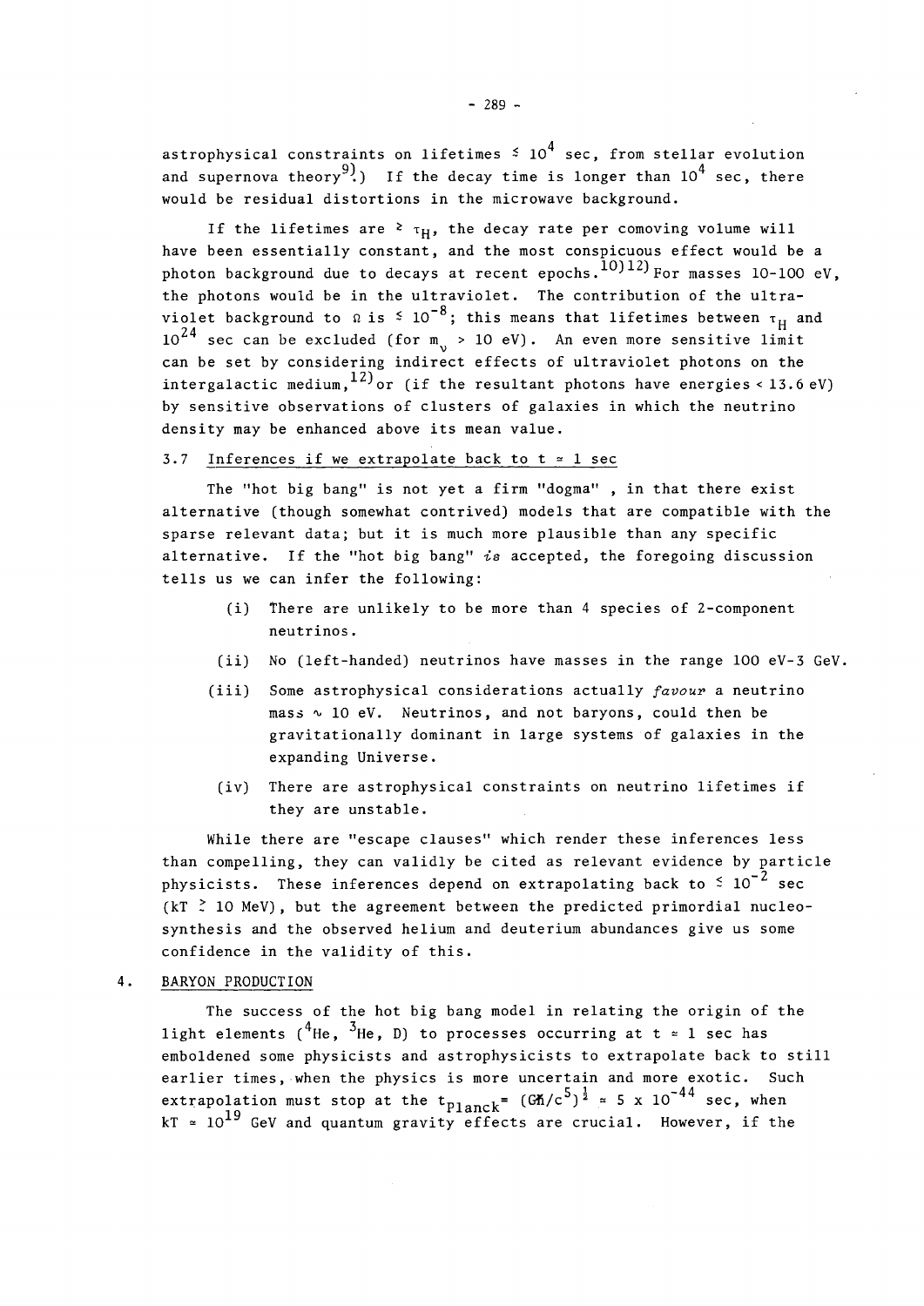astrophysical constraints on lifetimes $\lesssim 10^4$ sec, from stellar evolution and supernova theory[9].) If the decay time is longer than $10^4$ sec, there would be residual distortions in the microwave background.

If the lifetimes are $\gtrsim \tau_H$, the decay rate per comoving volume will have been essentially constant, and the most conspicuous effect would be a photon background due to decays at recent epochs.[10)12)] For masses 10-100 eV, the photons would be in the ultraviolet. The contribution of the ultraviolet background to $\Omega$ is $\lesssim 10^{-8}$; this means that lifetimes between $\tau_H$ and $10^{24}$ sec can be excluded (for $m_\nu > 10$ eV). An even more sensitive limit can be set by considering indirect effects of ultraviolet photons on the intergalactic medium,[12)] or (if the resultant photons have energies < 13.6 eV) by sensitive observations of clusters of galaxies in which the neutrino density may be enhanced above its mean value.

### 3.7 Inferences if we extrapolate back to t ≈ 1 sec

The "hot big bang" is not yet a firm "dogma" , in that there exist alternative (though somewhat contrived) models that are compatible with the sparse relevant data; but it is much more plausible than any specific alternative. If the "hot big bang" *is* accepted, the foregoing discussion tells us we can infer the following:

(i) There are unlikely to be more than 4 species of 2-component neutrinos.

(ii) No (left-handed) neutrinos have masses in the range 100 eV-3 GeV.

(iii) Some astrophysical considerations actually *favour* a neutrino mass ∿ 10 eV. Neutrinos, and not baryons, could then be gravitationally dominant in large systems of galaxies in the expanding Universe.

(iv) There are astrophysical constraints on neutrino lifetimes if they are unstable.

While there are "escape clauses" which render these inferences less than compelling, they can validly be cited as relevant evidence by particle physicists. These inferences depend on extrapolating back to $\lesssim 10^{-2}$ sec ($kT \gtrsim 10$ MeV), but the agreement between the predicted primordial nucleosynthesis and the observed helium and deuterium abundances give us some confidence in the validity of this.

## 4. BARYON PRODUCTION

The success of the hot big bang model in relating the origin of the light elements ($^4$He, $^3$He, D) to processes occurring at $t \approx 1$ sec has emboldened some physicists and astrophysicists to extrapolate back to still earlier times, when the physics is more uncertain and more exotic. Such extrapolation must stop at the $t_{Planck} = (G\hbar/c^5)^{\frac{1}{2}} \approx 5 \times 10^{-44}$ sec, when $kT \approx 10^{19}$ GeV and quantum gravity effects are crucial. However, if the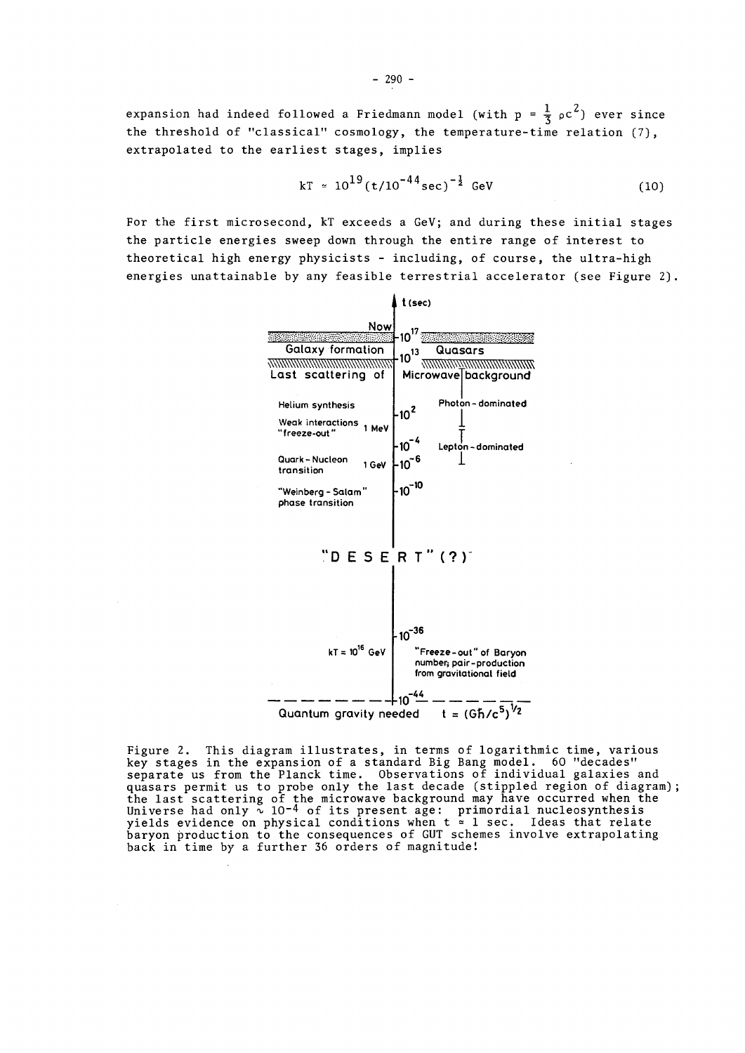expansion had indeed followed a Friedmann model (with $p = \frac{1}{3} \rho c^2$) ever since the threshold of "classical" cosmology, the temperature-time relation (7), extrapolated to the earliest stages, implies

$$kT \simeq 10^{19} (t/10^{-44} \mathrm{sec})^{-\frac{1}{2}} \ \mathrm{GeV} \tag{10}$$

For the first microsecond, kT exceeds a GeV; and during these initial stages the particle energies sweep down through the entire range of interest to theoretical high energy physicists - including, of course, the ultra-high energies unattainable by any feasible terrestrial accelerator (see Figure 2).

t (sec)

Now — $10^{17}$

Galaxy formation — $10^{13}$ — Quasars

Last scattering of Microwave background

Helium synthesis — $10^{2}$ — Photon-dominated

Weak interactions "freeze-out" 1 MeV — $10^{-4}$ — Lepton-dominated

Quark-Nucleon transition 1 GeV — $10^{-6}$

"Weinberg-Salam" phase transition — $10^{-10}$

"D E S E R T" (?)

$kT = 10^{16}$ GeV — $10^{-36}$ — "Freeze-out" of Baryon number; pair-production from gravitational field

Quantum gravity needed — $10^{-44}$ — $t = (G\hbar/c^5)^{1/2}$

Figure 2. This diagram illustrates, in terms of logarithmic time, various key stages in the expansion of a standard Big Bang model. 60 "decades" separate us from the Planck time. Observations of individual galaxies and quasars permit us to probe only the last decade (stippled region of diagram); the last scattering of the microwave background may have occurred when the Universe had only $\sim 10^{-4}$ of its present age: primordial nucleosynthesis yields evidence on physical conditions when $t \simeq 1$ sec. Ideas that relate baryon production to the consequences of GUT schemes involve extrapolating back in time by a further 36 orders of magnitude!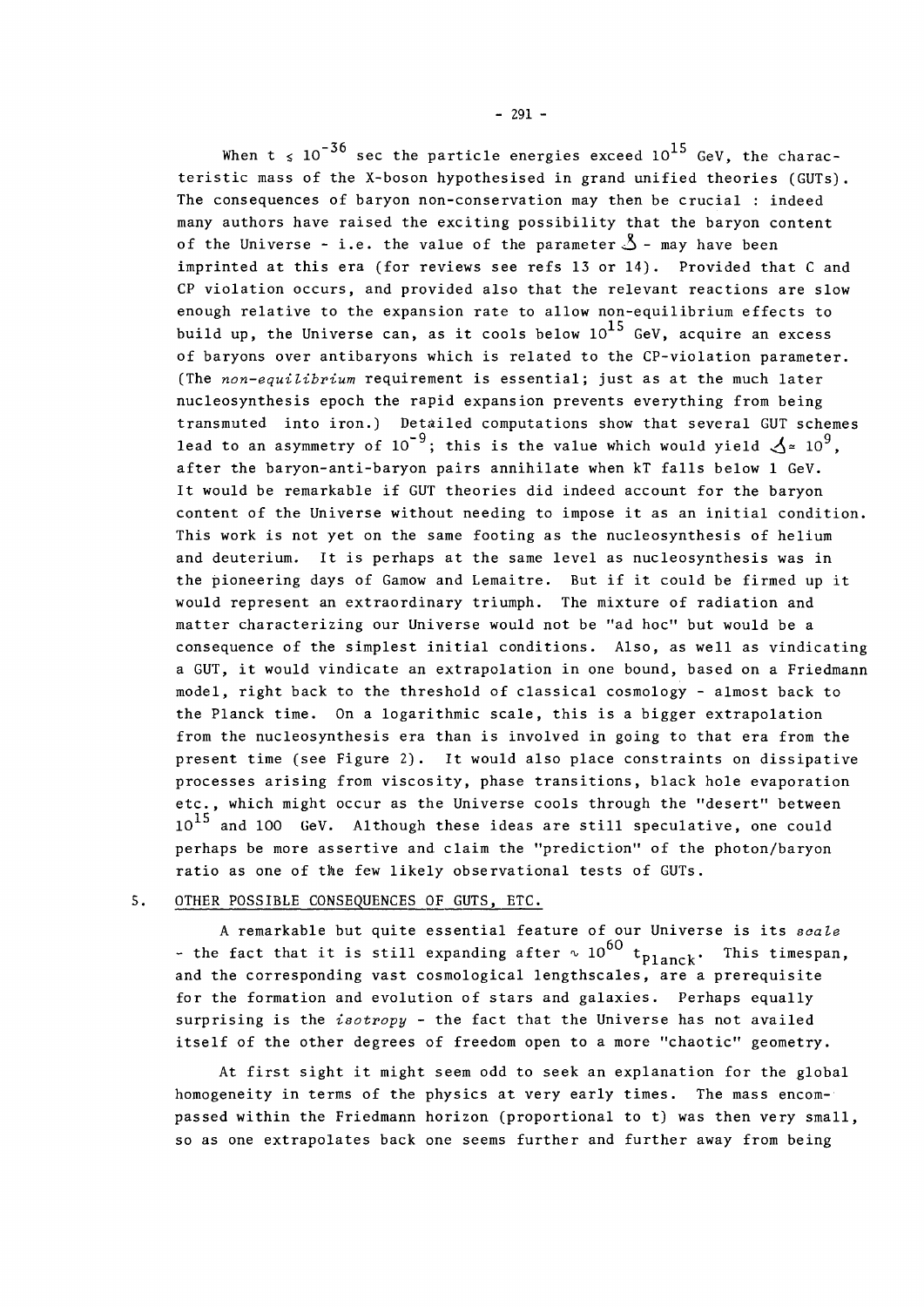When $t \lesssim 10^{-36}$ sec the particle energies exceed $10^{15}$ GeV, the characteristic mass of the X-boson hypothesised in grand unified theories (GUTs). The consequences of baryon non-conservation may then be crucial : indeed many authors have raised the exciting possibility that the baryon content of the Universe - i.e. the value of the parameter $\mathcal{S}$ - may have been imprinted at this era (for reviews see refs 13 or 14). Provided that C and CP violation occurs, and provided also that the relevant reactions are slow enough relative to the expansion rate to allow non-equilibrium effects to build up, the Universe can, as it cools below $10^{15}$ GeV, acquire an excess of baryons over antibaryons which is related to the CP-violation parameter. (The *non-equilibrium* requirement is essential; just as at the much later nucleosynthesis epoch the rapid expansion prevents everything from being transmuted into iron.) Detailed computations show that several GUT schemes lead to an asymmetry of $10^{-9}$; this is the value which would yield $\mathcal{S} \simeq 10^{9}$, after the baryon-anti-baryon pairs annihilate when kT falls below 1 GeV. It would be remarkable if GUT theories did indeed account for the baryon content of the Universe without needing to impose it as an initial condition. This work is not yet on the same footing as the nucleosynthesis of helium and deuterium. It is perhaps at the same level as nucleosynthesis was in the pioneering days of Gamow and Lemaitre. But if it could be firmed up it would represent an extraordinary triumph. The mixture of radiation and matter characterizing our Universe would not be "ad hoc" but would be a consequence of the simplest initial conditions. Also, as well as vindicating a GUT, it would vindicate an extrapolation in one bound, based on a Friedmann model, right back to the threshold of classical cosmology - almost back to the Planck time. On a logarithmic scale, this is a bigger extrapolation from the nucleosynthesis era than is involved in going to that era from the present time (see Figure 2). It would also place constraints on dissipative processes arising from viscosity, phase transitions, black hole evaporation etc., which might occur as the Universe cools through the "desert" between $10^{15}$ and 100 GeV. Although these ideas are still speculative, one could perhaps be more assertive and claim the "prediction" of the photon/baryon ratio as one of the few likely observational tests of GUTs.

## 5. OTHER POSSIBLE CONSEQUENCES OF GUTS, ETC.

A remarkable but quite essential feature of our Universe is its *scale* - the fact that it is still expanding after $\sim 10^{60}\ t_{\text{Planck}}$. This timespan, and the corresponding vast cosmological lengthscales, are a prerequisite for the formation and evolution of stars and galaxies. Perhaps equally surprising is the *isotropy* - the fact that the Universe has not availed itself of the other degrees of freedom open to a more "chaotic" geometry.

At first sight it might seem odd to seek an explanation for the global homogeneity in terms of the physics at very early times. The mass encompassed within the Friedmann horizon (proportional to t) was then very small, so as one extrapolates back one seems further and further away from being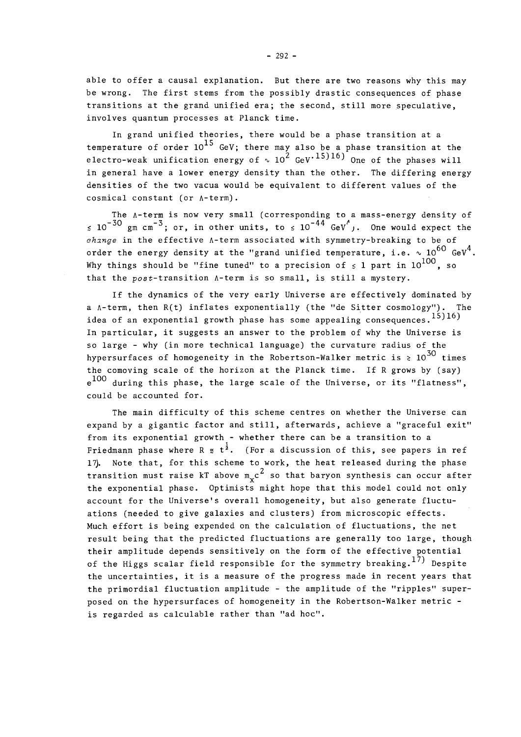able to offer a causal explanation. But there are two reasons why this may be wrong. The first stems from the possibly drastic consequences of phase transitions at the grand unified era; the second, still more speculative, involves quantum processes at Planck time.

In grand unified theories, there would be a phase transition at a temperature of order $10^{15}$ GeV; there may also be a phase transition at the electro-weak unification energy of $\sim 10^2$ GeV.[15)16)] One of the phases will in general have a lower energy density than the other. The differing energy densities of the two vacua would be equivalent to different values of the cosmical constant (or $\Lambda$-term).

The $\Lambda$-term is now very small (corresponding to a mass-energy density of $\lesssim 10^{-30}$ gm cm$^{-3}$; or, in other units, to $\lesssim 10^{-44}$ GeV$^4$). One would expect the *change* in the effective $\Lambda$-term associated with symmetry-breaking to be of order the energy density at the "grand unified temperature, i.e. $\sim 10^{60}$ GeV$^4$. Why things should be "fine tuned" to a precision of $\lesssim 1$ part in $10^{100}$, so that the *post*-transition $\Lambda$-term is so small, is still a mystery.

If the dynamics of the very early Universe are effectively dominated by a $\Lambda$-term, then $R(t)$ inflates exponentially (the "de Sitter cosmology"). The idea of an exponential growth phase has some appealing consequences.[15)16)] In particular, it suggests an answer to the problem of why the Universe is so large - why (in more technical language) the curvature radius of the hypersurfaces of homogeneity in the Robertson-Walker metric is $\gtrsim 10^{30}$ times the comoving scale of the horizon at the Planck time. If R grows by (say) $e^{100}$ during this phase, the large scale of the Universe, or its "flatness", could be accounted for.

The main difficulty of this scheme centres on whether the Universe can expand by a gigantic factor and still, afterwards, achieve a "graceful exit" from its exponential growth - whether there can be a transition to a Friedmann phase where $R \propto t^{\frac{1}{2}}$. (For a discussion of this, see papers in ref 17). Note that, for this scheme to work, the heat released during the phase transition must raise $kT$ above $m_x c^2$ so that baryon synthesis can occur after the exponential phase. Optimists might hope that this model could not only account for the Universe's overall homogeneity, but also generate fluctuations (needed to give galaxies and clusters) from microscopic effects. Much effort is being expended on the calculation of fluctuations, the net result being that the predicted fluctuations are generally too large, though their amplitude depends sensitively on the form of the effective potential of the Higgs scalar field responsible for the symmetry breaking.[17)] Despite the uncertainties, it is a measure of the progress made in recent years that the primordial fluctuation amplitude - the amplitude of the "ripples" superposed on the hypersurfaces of homogeneity in the Robertson-Walker metric - is regarded as calculable rather than "ad hoc".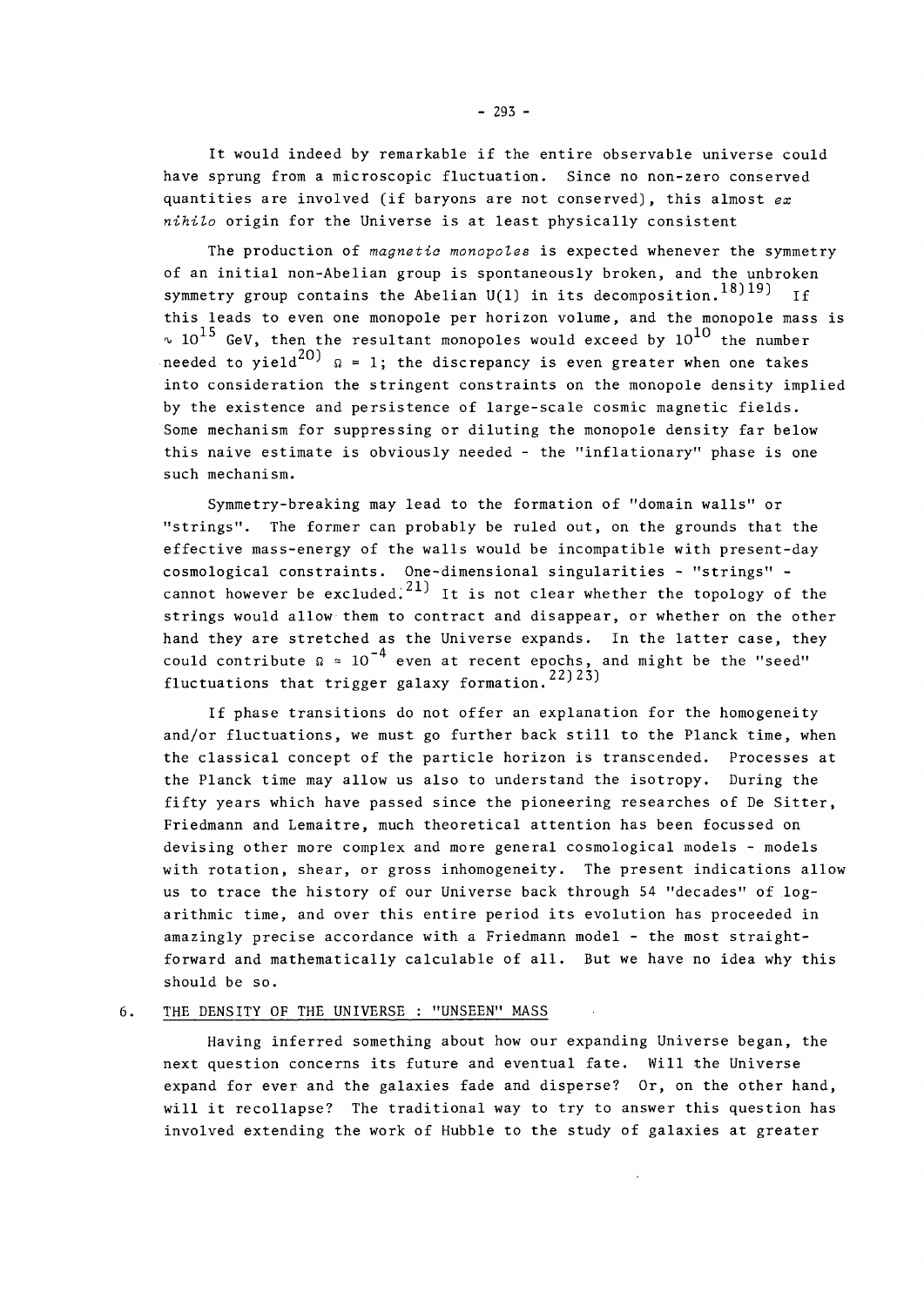It would indeed by remarkable if the entire observable universe could have sprung from a microscopic fluctuation. Since no non-zero conserved quantities are involved (if baryons are not conserved), this almost *ex nihilo* origin for the Universe is at least physically consistent

The production of *magnetic monopoles* is expected whenever the symmetry of an initial non-Abelian group is spontaneously broken, and the unbroken symmetry group contains the Abelian U(1) in its decomposition.[18)19)] If this leads to even one monopole per horizon volume, and the monopole mass is $\sim 10^{15}$ GeV, then the resultant monopoles would exceed by $10^{10}$ the number needed to yield[20)] $\Omega = 1$; the discrepancy is even greater when one takes into consideration the stringent constraints on the monopole density implied by the existence and persistence of large-scale cosmic magnetic fields. Some mechanism for suppressing or diluting the monopole density far below this naive estimate is obviously needed - the "inflationary" phase is one such mechanism.

Symmetry-breaking may lead to the formation of "domain walls" or "strings". The former can probably be ruled out, on the grounds that the effective mass-energy of the walls would be incompatible with present-day cosmological constraints. One-dimensional singularities - "strings" - cannot however be excluded.[21)] It is not clear whether the topology of the strings would allow them to contract and disappear, or whether on the other hand they are stretched as the Universe expands. In the latter case, they could contribute $\Omega \approx 10^{-4}$ even at recent epochs, and might be the "seed" fluctuations that trigger galaxy formation.[22)23)]

If phase transitions do not offer an explanation for the homogeneity and/or fluctuations, we must go further back still to the Planck time, when the classical concept of the particle horizon is transcended. Processes at the Planck time may allow us also to understand the isotropy. During the fifty years which have passed since the pioneering researches of De Sitter, Friedmann and Lemaitre, much theoretical attention has been focussed on devising other more complex and more general cosmological models - models with rotation, shear, or gross inhomogeneity. The present indications allow us to trace the history of our Universe back through 54 "decades" of logarithmic time, and over this entire period its evolution has proceeded in amazingly precise accordance with a Friedmann model - the most straightforward and mathematically calculable of all. But we have no idea why this should be so.

## 6. THE DENSITY OF THE UNIVERSE : "UNSEEN" MASS

Having inferred something about how our expanding Universe began, the next question concerns its future and eventual fate. Will the Universe expand for ever and the galaxies fade and disperse? Or, on the other hand, will it recollapse? The traditional way to try to answer this question has involved extending the work of Hubble to the study of galaxies at greater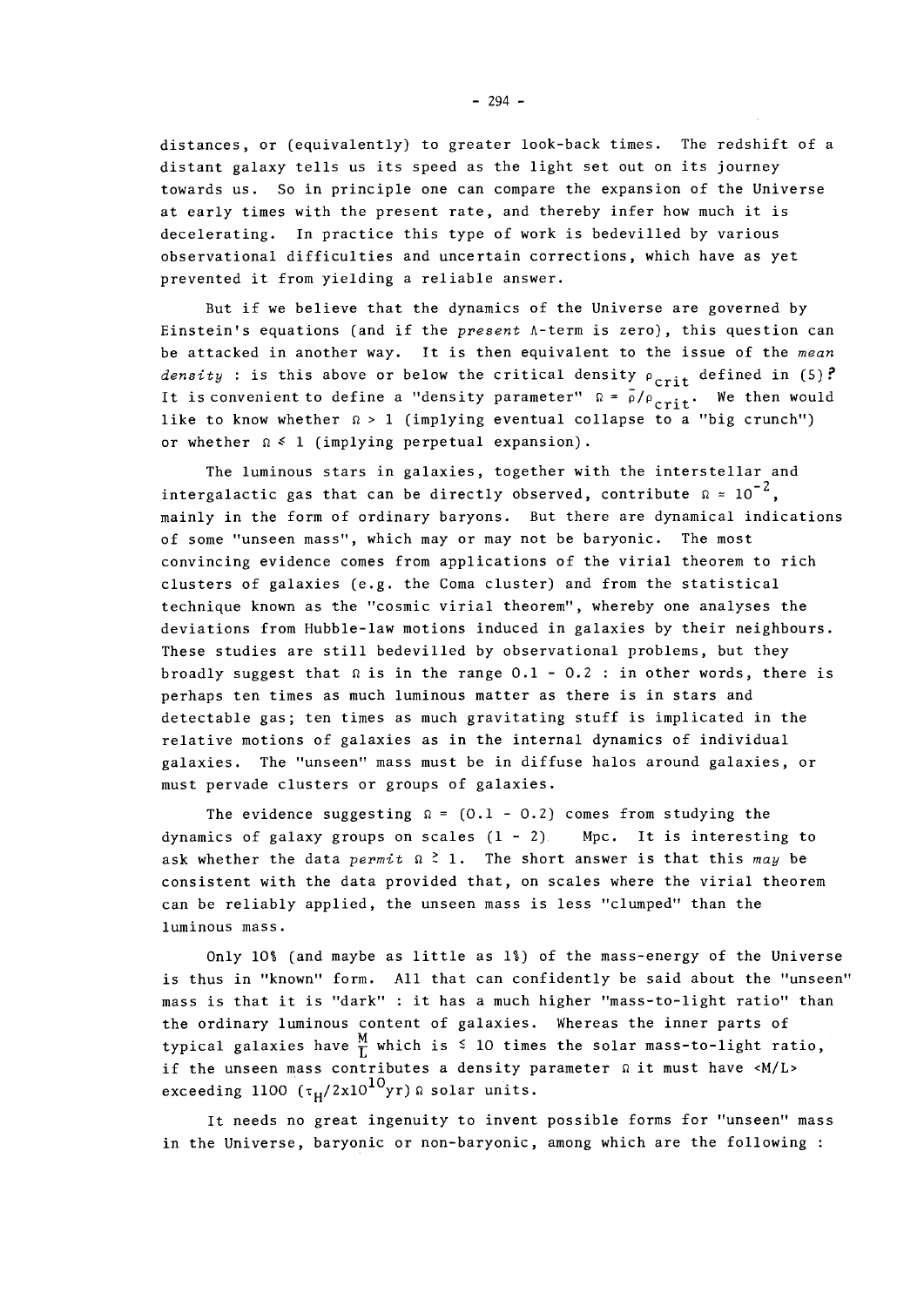distances, or (equivalently) to greater look-back times. The redshift of a distant galaxy tells us its speed as the light set out on its journey towards us. So in principle one can compare the expansion of the Universe at early times with the present rate, and thereby infer how much it is decelerating. In practice this type of work is bedevilled by various observational difficulties and uncertain corrections, which have as yet prevented it from yielding a reliable answer.

But if we believe that the dynamics of the Universe are governed by Einstein's equations (and if the *present* $\Lambda$-term is zero), this question can be attacked in another way. It is then equivalent to the issue of the *mean density* : is this above or below the critical density $\rho_{crit}$ defined in (5)? It is convenient to define a "density parameter" $\Omega = \bar{\rho}/\rho_{crit}$. We then would like to know whether $\Omega > 1$ (implying eventual collapse to a "big crunch") or whether $\Omega \leq 1$ (implying perpetual expansion).

The luminous stars in galaxies, together with the interstellar and intergalactic gas that can be directly observed, contribute $\Omega \approx 10^{-2}$, mainly in the form of ordinary baryons. But there are dynamical indications of some "unseen mass", which may or may not be baryonic. The most convincing evidence comes from applications of the virial theorem to rich clusters of galaxies (e.g. the Coma cluster) and from the statistical technique known as the "cosmic virial theorem", whereby one analyses the deviations from Hubble-law motions induced in galaxies by their neighbours. These studies are still bedevilled by observational problems, but they broadly suggest that $\Omega$ is in the range 0.1 - 0.2 : in other words, there is perhaps ten times as much luminous matter as there is in stars and detectable gas; ten times as much gravitating stuff is implicated in the relative motions of galaxies as in the internal dynamics of individual galaxies. The "unseen" mass must be in diffuse halos around galaxies, or must pervade clusters or groups of galaxies.

The evidence suggesting $\Omega = (0.1 - 0.2)$ comes from studying the dynamics of galaxy groups on scales (1 - 2) Mpc. It is interesting to ask whether the data *permit* $\Omega \gtrsim 1$. The short answer is that this *may* be consistent with the data provided that, on scales where the virial theorem can be reliably applied, the unseen mass is less "clumped" than the luminous mass.

Only 10% (and maybe as little as 1%) of the mass-energy of the Universe is thus in "known" form. All that can confidently be said about the "unseen" mass is that it is "dark" : it has a much higher "mass-to-light ratio" than the ordinary luminous content of galaxies. Whereas the inner parts of typical galaxies have $\frac{M}{L}$ which is $\lesssim 10$ times the solar mass-to-light ratio, if the unseen mass contributes a density parameter $\Omega$ it must have $\langle M/L \rangle$ exceeding 1100 $(\tau_H/2\times10^{10}\text{yr})\,\Omega$ solar units.

It needs no great ingenuity to invent possible forms for "unseen" mass in the Universe, baryonic or non-baryonic, among which are the following :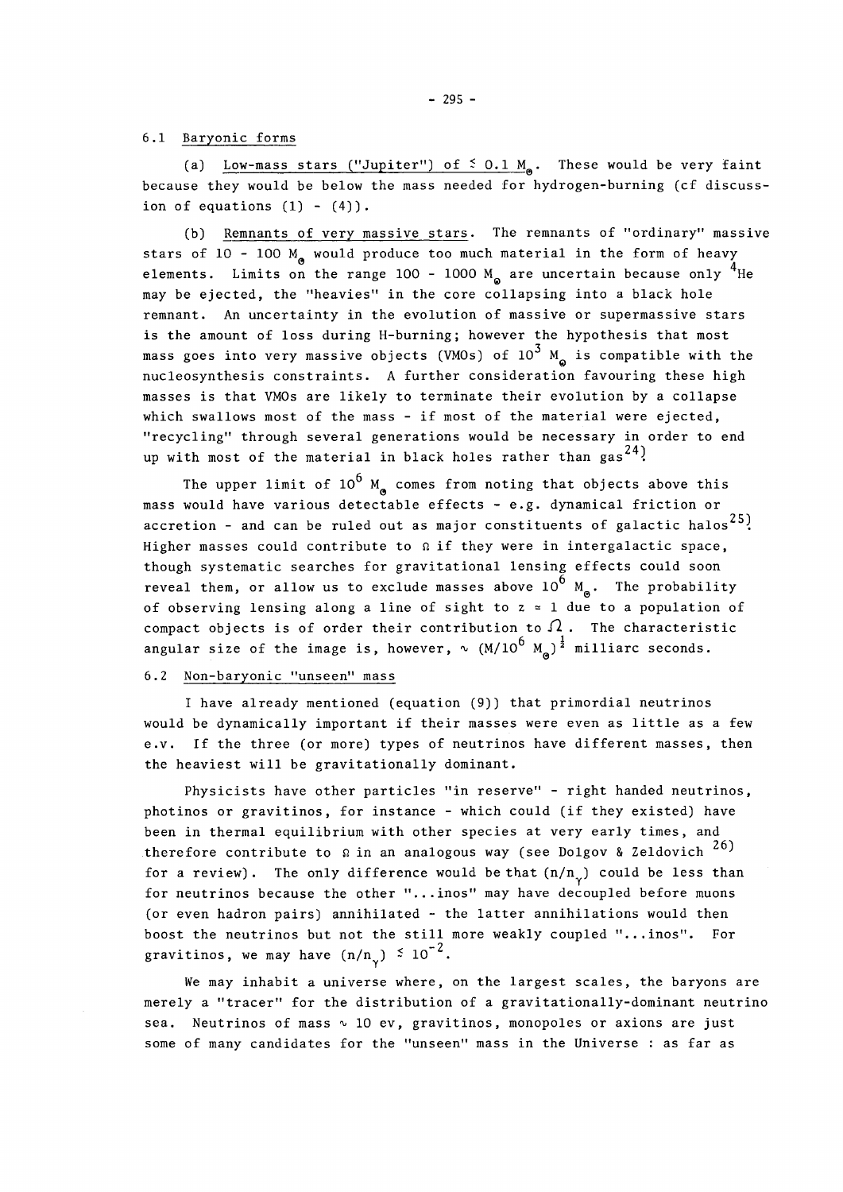### 6.1 Baryonic forms

(a) Low-mass stars ("Jupiter") of $\lesssim 0.1\ M_{\odot}$. These would be very faint because they would be below the mass needed for hydrogen-burning (cf discussion of equations (1) - (4)).

(b) Remnants of very massive stars. The remnants of "ordinary" massive stars of 10 - 100 $M_{\odot}$ would produce too much material in the form of heavy elements. Limits on the range 100 - 1000 $M_{\odot}$ are uncertain because only $^4$He may be ejected, the "heavies" in the core collapsing into a black hole remnant. An uncertainty in the evolution of massive or supermassive stars is the amount of loss during H-burning; however the hypothesis that most mass goes into very massive objects (VMOs) of $10^3\ M_{\odot}$ is compatible with the nucleosynthesis constraints. A further consideration favouring these high masses is that VMOs are likely to terminate their evolution by a collapse which swallows most of the mass - if most of the material were ejected, "recycling" through several generations would be necessary in order to end up with most of the material in black holes rather than gas[24].

The upper limit of $10^6\ M_{\odot}$ comes from noting that objects above this mass would have various detectable effects - e.g. dynamical friction or accretion - and can be ruled out as major constituents of galactic halos[25]. Higher masses could contribute to $\Omega$ if they were in intergalactic space, though systematic searches for gravitational lensing effects could soon reveal them, or allow us to exclude masses above $10^6\ M_{\odot}$. The probability of observing lensing along a line of sight to $z \approx 1$ due to a population of compact objects is of order their contribution to $\Omega$. The characteristic angular size of the image is, however, $\sim (M/10^6\ M_{\odot})^{\frac{1}{2}}$ milliarc seconds.

### 6.2 Non-baryonic "unseen" mass

I have already mentioned (equation (9)) that primordial neutrinos would be dynamically important if their masses were even as little as a few e.v. If the three (or more) types of neutrinos have different masses, then the heaviest will be gravitationally dominant.

Physicists have other particles "in reserve" - right handed neutrinos, photinos or gravitinos, for instance - which could (if they existed) have been in thermal equilibrium with other species at very early times, and therefore contribute to $\Omega$ in an analogous way (see Dolgov & Zeldovich [26] for a review). The only difference would be that $(n/n_{\gamma})$ could be less than for neutrinos because the other "...inos" may have decoupled before muons (or even hadron pairs) annihilated - the latter annihilations would then boost the neutrinos but not the still more weakly coupled "...inos". For gravitinos, we may have $(n/n_{\gamma}) \lesssim 10^{-2}$.

We may inhabit a universe where, on the largest scales, the baryons are merely a "tracer" for the distribution of a gravitationally-dominant neutrino sea. Neutrinos of mass $\sim 10$ ev, gravitinos, monopoles or axions are just some of many candidates for the "unseen" mass in the Universe : as far as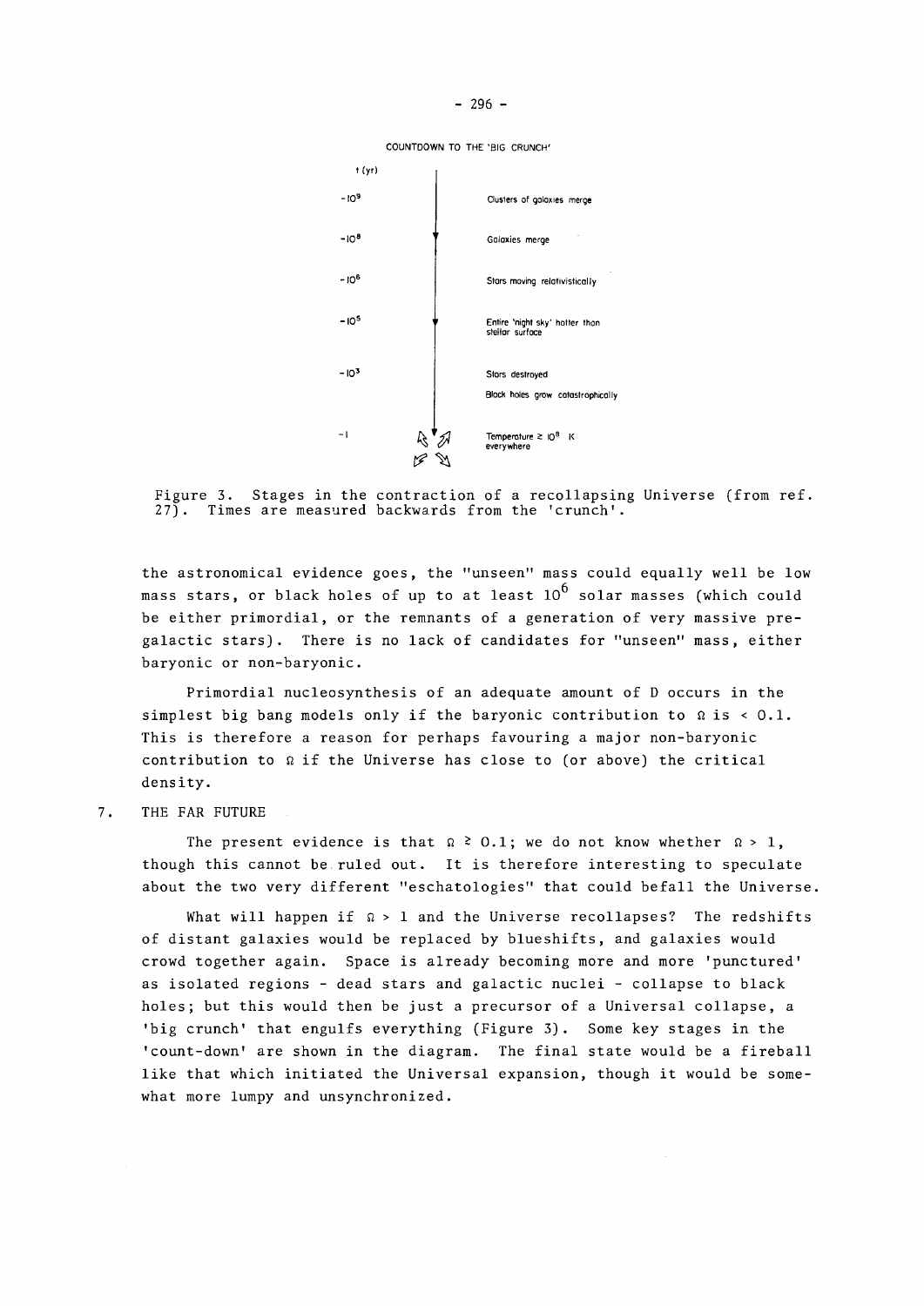COUNTDOWN TO THE 'BIG CRUNCH'

| t (yr) | |
|---|---|
| $-10^9$ | Clusters of galaxies merge |
| $-10^8$ | Galaxies merge |
| $-10^6$ | Stars moving relativistically |
| $-10^5$ | Entire 'night sky' hotter than stellar surface |
| $-10^3$ | Stars destroyed<br>Black holes grow catastrophically |
| $-1$ | Temperature $\geq 10^8$ K everywhere |

Figure 3. Stages in the contraction of a recollapsing Universe (from ref. 27). Times are measured backwards from the 'crunch'.

the astronomical evidence goes, the "unseen" mass could equally well be low mass stars, or black holes of up to at least $10^6$ solar masses (which could be either primordial, or the remnants of a generation of very massive pregalactic stars). There is no lack of candidates for "unseen" mass, either baryonic or non-baryonic.

Primordial nucleosynthesis of an adequate amount of D occurs in the simplest big bang models only if the baryonic contribution to $\Omega$ is $< 0.1$. This is therefore a reason for perhaps favouring a major non-baryonic contribution to $\Omega$ if the Universe has close to (or above) the critical density.

## 7. THE FAR FUTURE

The present evidence is that $\Omega \gtrsim 0.1$; we do not know whether $\Omega > 1$, though this cannot be ruled out. It is therefore interesting to speculate about the two very different "eschatologies" that could befall the Universe.

What will happen if $\Omega > 1$ and the Universe recollapses? The redshifts of distant galaxies would be replaced by blueshifts, and galaxies would crowd together again. Space is already becoming more and more 'punctured' as isolated regions - dead stars and galactic nuclei - collapse to black holes; but this would then be just a precursor of a Universal collapse, a 'big crunch' that engulfs everything (Figure 3). Some key stages in the 'count-down' are shown in the diagram. The final state would be a fireball like that which initiated the Universal expansion, though it would be somewhat more lumpy and unsynchronized.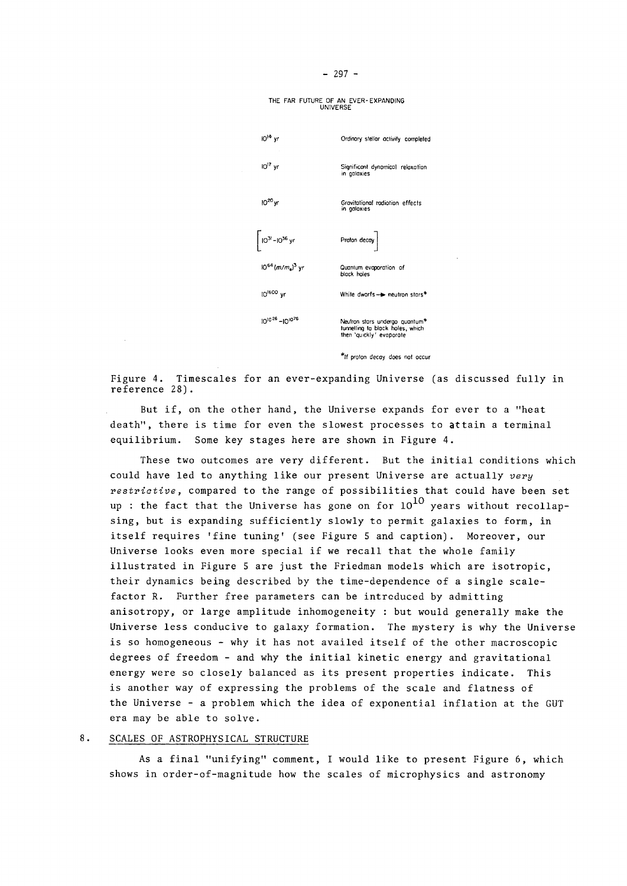THE FAR FUTURE OF AN EVER-EXPANDING UNIVERSE

| | |
|---|---|
| $10^{14}$ yr | Ordinary stellar activity completed |
| $10^{17}$ yr | Significant dynamical relaxation in galaxies |
| $10^{20}$ yr | Gravitational radiation effects in galaxies |
| [$10^{31}$ – $10^{36}$ yr | Proton decay] |
| $10^{64}\,(m/m_{\odot})^3$ yr | Quantum evaporation of black holes |
| $10^{1500}$ yr | White dwarfs → neutron stars* |
| $10^{10^{26}}$ – $10^{10^{76}}$ | Neutron stars undergo quantum* tunnelling to black holes, which then 'quickly' evaporate |

*If proton decay does not occur

Figure 4. Timescales for an ever-expanding Universe (as discussed fully in reference 28).

But if, on the other hand, the Universe expands for ever to a "heat death", there is time for even the slowest processes to attain a terminal equilibrium. Some key stages here are shown in Figure 4.

These two outcomes are very different. But the initial conditions which could have led to anything like our present Universe are actually *very restrictive*, compared to the range of possibilities that could have been set up : the fact that the Universe has gone on for $10^{10}$ years without recollapsing, but is expanding sufficiently slowly to permit galaxies to form, in itself requires 'fine tuning' (see Figure 5 and caption). Moreover, our Universe looks even more special if we recall that the whole family illustrated in Figure 5 are just the Friedman models which are isotropic, their dynamics being described by the time-dependence of a single scale-factor R. Further free parameters can be introduced by admitting anisotropy, or large amplitude inhomogeneity : but would generally make the Universe less conducive to galaxy formation. The mystery is why the Universe is so homogeneous - why it has not availed itself of the other macroscopic degrees of freedom - and why the initial kinetic energy and gravitational energy were so closely balanced as its present properties indicate. This is another way of expressing the problems of the scale and flatness of the Universe - a problem which the idea of exponential inflation at the GUT era may be able to solve.

## 8. SCALES OF ASTROPHYSICAL STRUCTURE

As a final "unifying" comment, I would like to present Figure 6, which shows in order-of-magnitude how the scales of microphysics and astronomy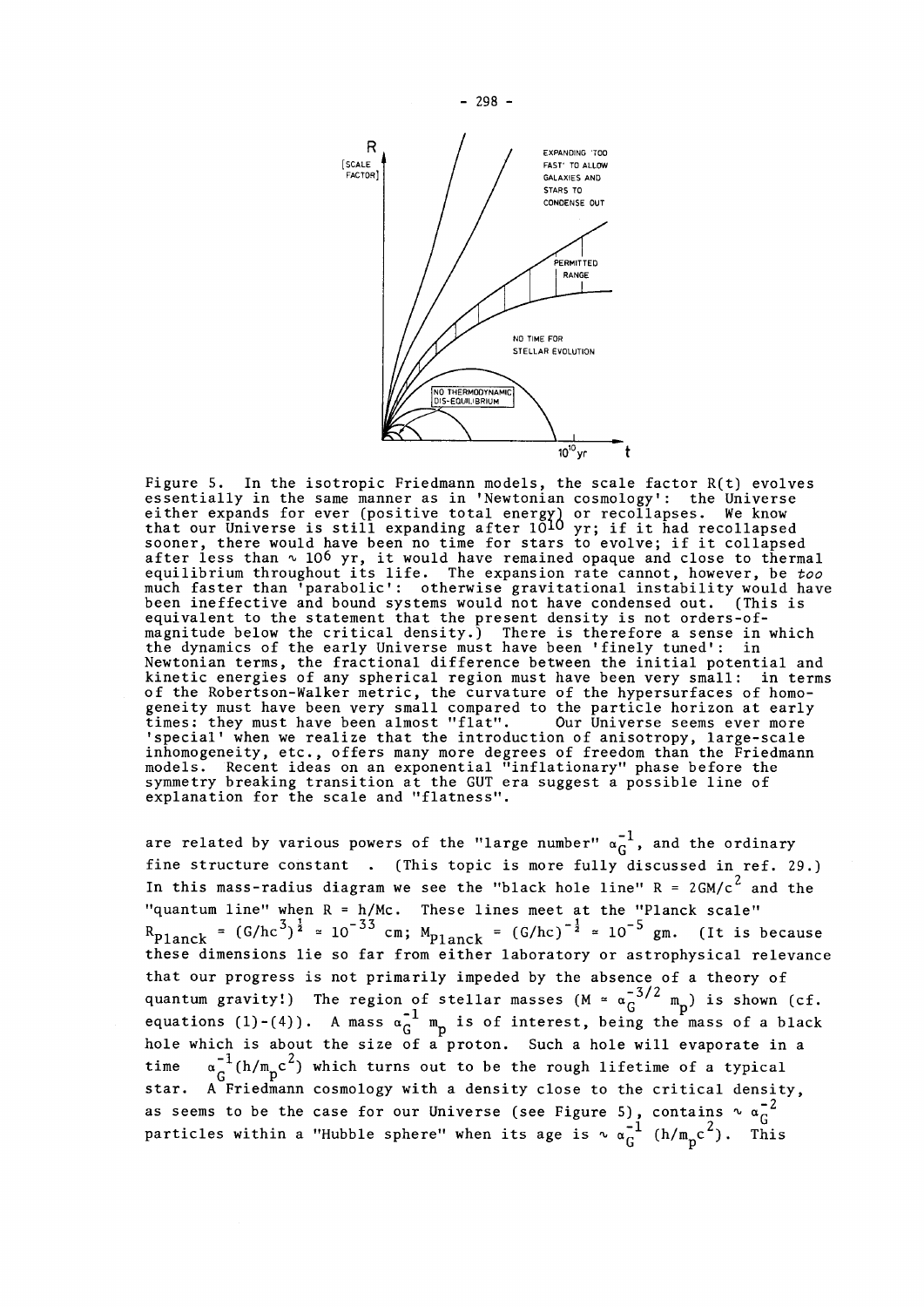Figure 5. In the isotropic Friedmann models, the scale factor R(t) evolves essentially in the same manner as in 'Newtonian cosmology': the Universe either expands for ever (positive total energy) or recollapses. We know that our Universe is still expanding after $10^{10}$ yr; if it had recollapsed sooner, there would have been no time for stars to evolve; if it collapsed after less than $\sim 10^6$ yr, it would have remained opaque and close to thermal equilibrium throughout its life. The expansion rate cannot, however, be *too* much faster than 'parabolic': otherwise gravitational instability would have been ineffective and bound systems would not have condensed out. (This is equivalent to the statement that the present density is not orders-of-magnitude below the critical density.) There is therefore a sense in which the dynamics of the early Universe must have been 'finely tuned': in Newtonian terms, the fractional difference between the initial potential and kinetic energies of any spherical region must have been very small: in terms of the Robertson-Walker metric, the curvature of the hypersurfaces of homogeneity must have been very small compared to the particle horizon at early times: they must have been almost "flat". Our Universe seems ever more 'special' when we realize that the introduction of anisotropy, large-scale inhomogeneity, etc., offers many more degrees of freedom than the Friedmann models. Recent ideas on an exponential "inflationary" phase before the symmetry breaking transition at the GUT era suggest a possible line of explanation for the scale and "flatness".

are related by various powers of the "large number" $\alpha_G^{-1}$, and the ordinary fine structure constant . (This topic is more fully discussed in ref. 29.) In this mass-radius diagram we see the "black hole line" $R = 2GM/c^2$ and the "quantum line" when $R = h/Mc$. These lines meet at the "Planck scale" $R_{Planck} = (G/hc^3)^{\frac{1}{2}} \simeq 10^{-33}$ cm; $M_{Planck} = (G/hc)^{-\frac{1}{2}} \simeq 10^{-5}$ gm. (It is because these dimensions lie so far from either laboratory or astrophysical relevance that our progress is not primarily impeded by the absence of a theory of quantum gravity!) The region of stellar masses ($M \simeq \alpha_G^{-3/2}\, m_p$) is shown (cf. equations (1)-(4)). A mass $\alpha_G^{-1}\, m_p$ is of interest, being the mass of a black hole which is about the size of a proton. Such a hole will evaporate in a time $\alpha_G^{-1}(h/m_p c^2)$ which turns out to be the rough lifetime of a typical star. A Friedmann cosmology with a density close to the critical density, as seems to be the case for our Universe (see Figure 5), contains $\sim \alpha_G^{-2}$ particles within a "Hubble sphere" when its age is $\sim \alpha_G^{-1}\,(h/m_p c^2)$. This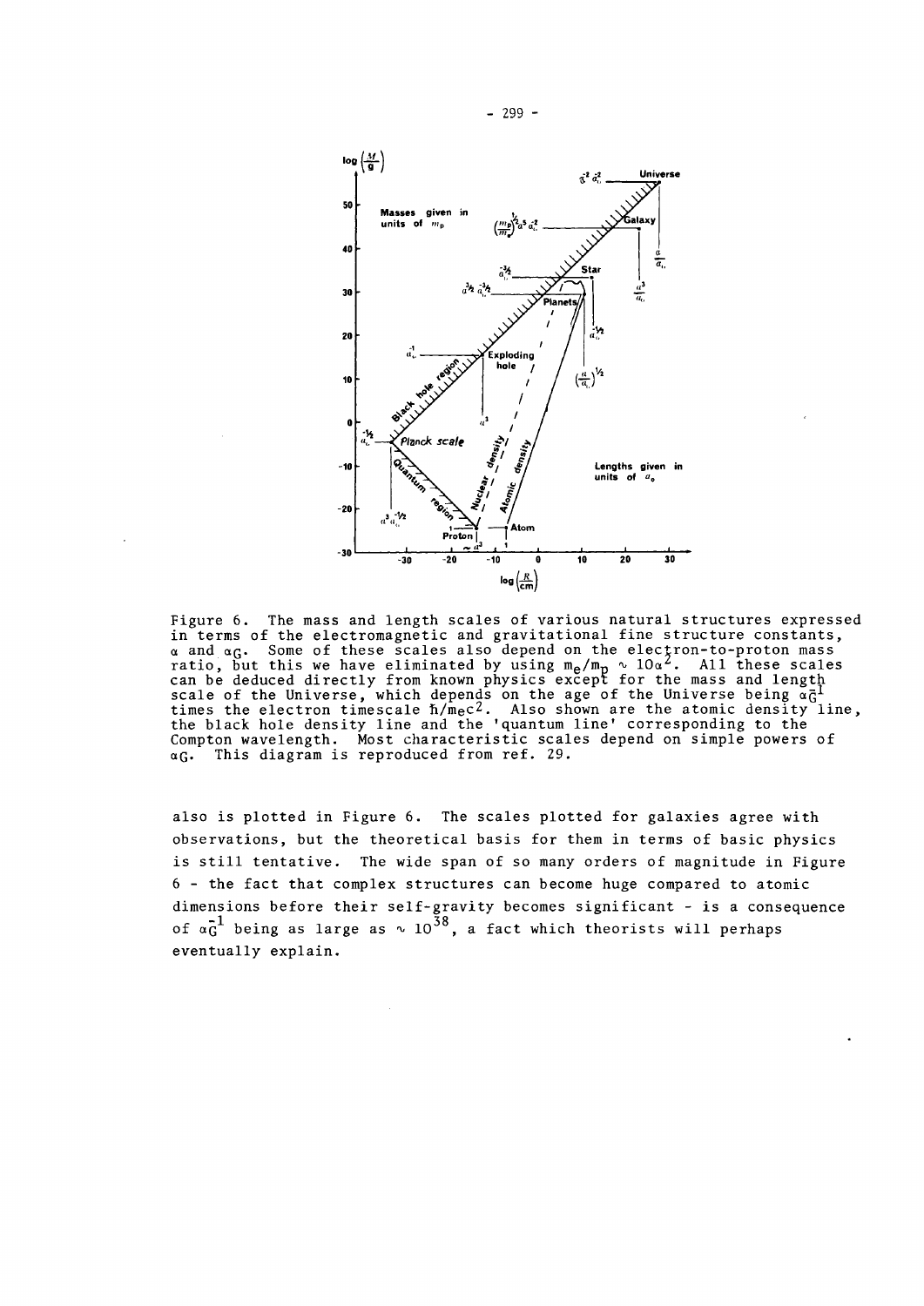Figure 6. The mass and length scales of various natural structures expressed in terms of the electromagnetic and gravitational fine structure constants, $\alpha$ and $\alpha_G$. Some of these scales also depend on the electron-to-proton mass ratio, but this we have eliminated by using $m_e/m_p \sim 10\alpha^2$. All these scales can be deduced directly from known physics except for the mass and length scale of the Universe, which depends on the age of the Universe being $\alpha_G^{-1}$ times the electron timescale $\hbar/m_e c^2$. Also shown are the atomic density line, the black hole density line and the 'quantum line' corresponding to the Compton wavelength. Most characteristic scales depend on simple powers of $\alpha_G$. This diagram is reproduced from ref. 29.

also is plotted in Figure 6. The scales plotted for galaxies agree with observations, but the theoretical basis for them in terms of basic physics is still tentative. The wide span of so many orders of magnitude in Figure 6 - the fact that complex structures can become huge compared to atomic dimensions before their self-gravity becomes significant - is a consequence of $\alpha_G^{-1}$ being as large as $\sim 10^{38}$, a fact which theorists will perhaps eventually explain.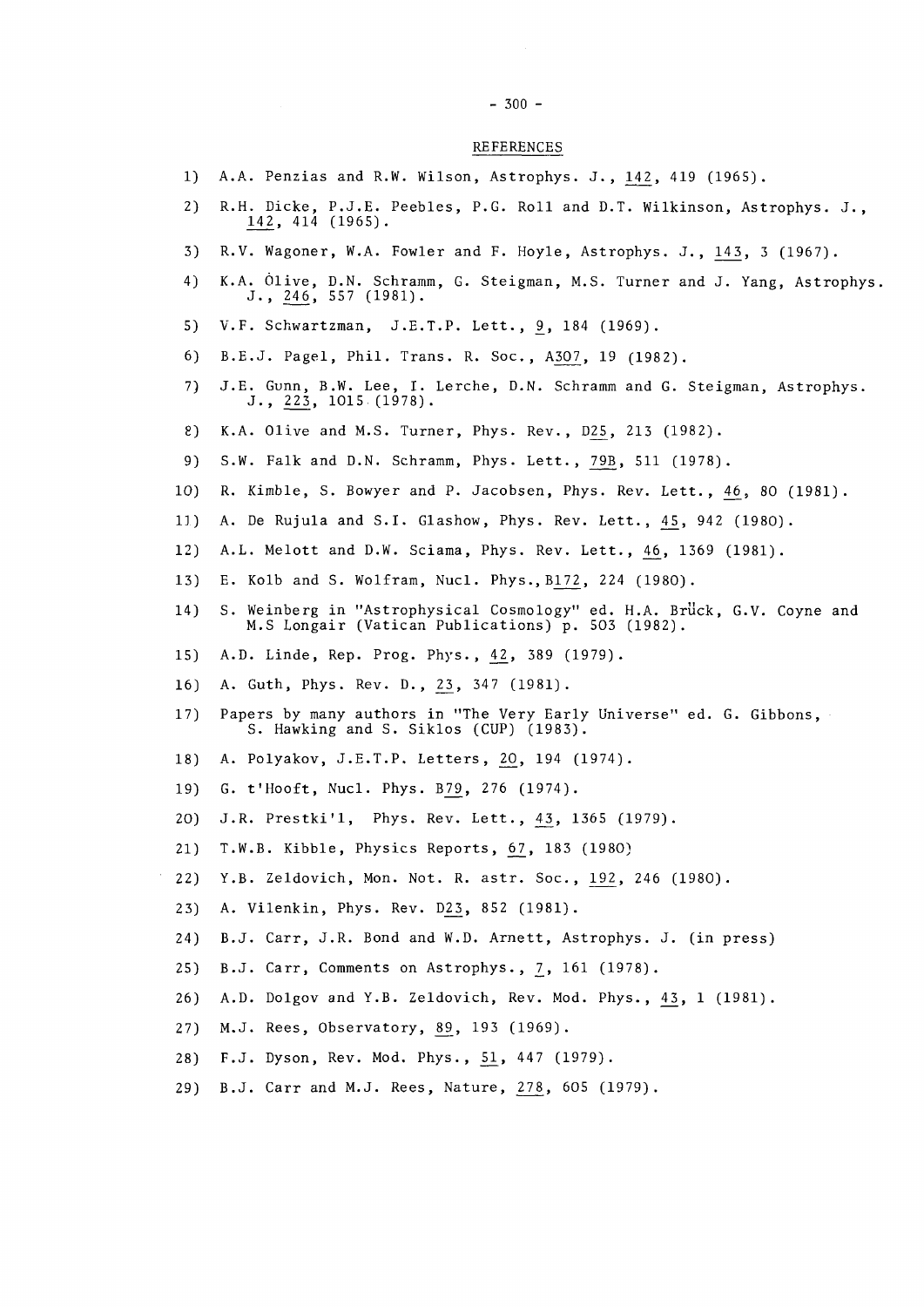## REFERENCES

1) A.A. Penzias and R.W. Wilson, Astrophys. J., 142, 419 (1965).
2) R.H. Dicke, P.J.E. Peebles, P.G. Roll and D.T. Wilkinson, Astrophys. J., 142, 414 (1965).
3) R.V. Wagoner, W.A. Fowler and F. Hoyle, Astrophys. J., 143, 3 (1967).
4) K.A. Olive, D.N. Schramm, G. Steigman, M.S. Turner and J. Yang, Astrophys. J., 246, 557 (1981).
5) V.F. Schwartzman, J.E.T.P. Lett., 9, 184 (1969).
6) B.E.J. Pagel, Phil. Trans. R. Soc., A307, 19 (1982).
7) J.E. Gunn, B.W. Lee, I. Lerche, D.N. Schramm and G. Steigman, Astrophys. J., 223, 1015 (1978).
8) K.A. Olive and M.S. Turner, Phys. Rev., D25, 213 (1982).
9) S.W. Falk and D.N. Schramm, Phys. Lett., 79B, 511 (1978).
10) R. Kimble, S. Bowyer and P. Jacobsen, Phys. Rev. Lett., 46, 80 (1981).
11) A. De Rujula and S.I. Glashow, Phys. Rev. Lett., 45, 942 (1980).
12) A.L. Melott and D.W. Sciama, Phys. Rev. Lett., 46, 1369 (1981).
13) E. Kolb and S. Wolfram, Nucl. Phys., B172, 224 (1980).
14) S. Weinberg in "Astrophysical Cosmology" ed. H.A. Brück, G.V. Coyne and M.S Longair (Vatican Publications) p. 503 (1982).
15) A.D. Linde, Rep. Prog. Phys., 42, 389 (1979).
16) A. Guth, Phys. Rev. D., 23, 347 (1981).
17) Papers by many authors in "The Very Early Universe" ed. G. Gibbons, S. Hawking and S. Siklos (CUP) (1983).
18) A. Polyakov, J.E.T.P. Letters, 20, 194 (1974).
19) G. t'Hooft, Nucl. Phys. B79, 276 (1974).
20) J.R. Prestki'l, Phys. Rev. Lett., 43, 1365 (1979).
21) T.W.B. Kibble, Physics Reports, 67, 183 (1980)
22) Y.B. Zeldovich, Mon. Not. R. astr. Soc., 192, 246 (1980).
23) A. Vilenkin, Phys. Rev. D23, 852 (1981).
24) B.J. Carr, J.R. Bond and W.D. Arnett, Astrophys. J. (in press)
25) B.J. Carr, Comments on Astrophys., 7, 161 (1978).
26) A.D. Dolgov and Y.B. Zeldovich, Rev. Mod. Phys., 43, 1 (1981).
27) M.J. Rees, Observatory, 89, 193 (1969).
28) F.J. Dyson, Rev. Mod. Phys., 51, 447 (1979).
29) B.J. Carr and M.J. Rees, Nature, 278, 605 (1979).